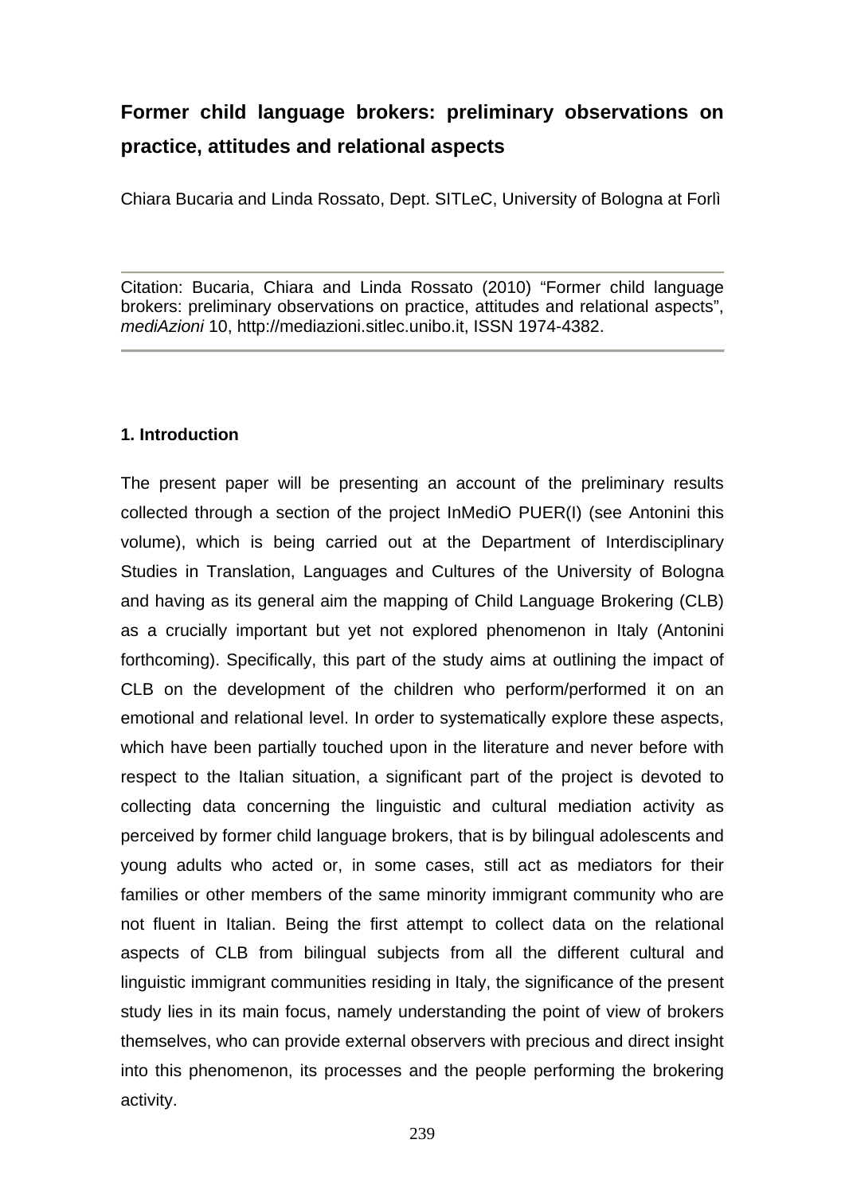# Former child language brokers: preliminary observations on practice, attitudes and relational aspects

Chiara Bucaria and Linda Rossato, Dept. SITLeC, University of Bologna at Forlì

---

Citation: Bucaria, Chiara and Linda Rossato (2010) "Former child language brokers: preliminary observations on practice, attitudes and relational aspects", *mediAzioni* 10, http://mediazioni.sitlec.unibo.it, ISSN 1974-4382.

---

## 1. Introduction

The present paper will be presenting an account of the preliminary results collected through a section of the project InMediO PUER(I) (see Antonini this volume), which is being carried out at the Department of Interdisciplinary Studies in Translation, Languages and Cultures of the University of Bologna and having as its general aim the mapping of Child Language Brokering (CLB) as a crucially important but yet not explored phenomenon in Italy (Antonini forthcoming). Specifically, this part of the study aims at outlining the impact of CLB on the development of the children who perform/performed it on an emotional and relational level. In order to systematically explore these aspects, which have been partially touched upon in the literature and never before with respect to the Italian situation, a significant part of the project is devoted to collecting data concerning the linguistic and cultural mediation activity as perceived by former child language brokers, that is by bilingual adolescents and young adults who acted or, in some cases, still act as mediators for their families or other members of the same minority immigrant community who are not fluent in Italian. Being the first attempt to collect data on the relational aspects of CLB from bilingual subjects from all the different cultural and linguistic immigrant communities residing in Italy, the significance of the present study lies in its main focus, namely understanding the point of view of brokers themselves, who can provide external observers with precious and direct insight into this phenomenon, its processes and the people performing the brokering activity.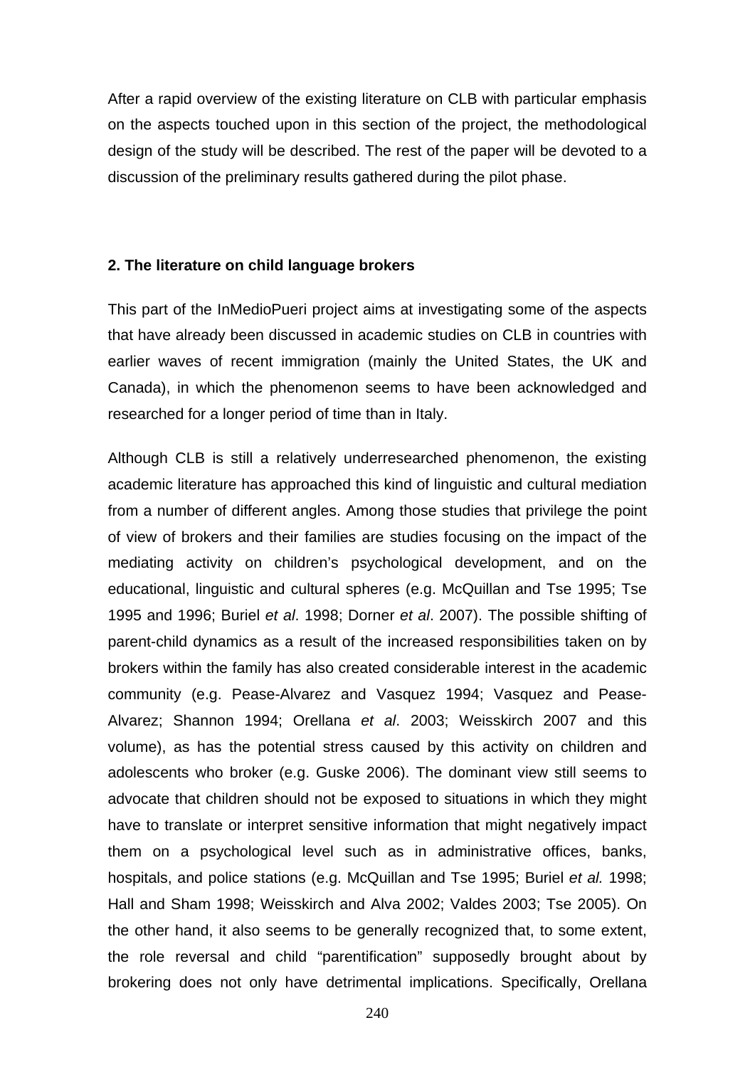After a rapid overview of the existing literature on CLB with particular emphasis on the aspects touched upon in this section of the project, the methodological design of the study will be described. The rest of the paper will be devoted to a discussion of the preliminary results gathered during the pilot phase.

## 2. The literature on child language brokers

This part of the InMedioPueri project aims at investigating some of the aspects that have already been discussed in academic studies on CLB in countries with earlier waves of recent immigration (mainly the United States, the UK and Canada), in which the phenomenon seems to have been acknowledged and researched for a longer period of time than in Italy.

Although CLB is still a relatively underresearched phenomenon, the existing academic literature has approached this kind of linguistic and cultural mediation from a number of different angles. Among those studies that privilege the point of view of brokers and their families are studies focusing on the impact of the mediating activity on children's psychological development, and on the educational, linguistic and cultural spheres (e.g. McQuillan and Tse 1995; Tse 1995 and 1996; Buriel *et al*. 1998; Dorner *et al*. 2007). The possible shifting of parent-child dynamics as a result of the increased responsibilities taken on by brokers within the family has also created considerable interest in the academic community (e.g. Pease-Alvarez and Vasquez 1994; Vasquez and Pease-Alvarez; Shannon 1994; Orellana *et al*. 2003; Weisskirch 2007 and this volume), as has the potential stress caused by this activity on children and adolescents who broker (e.g. Guske 2006). The dominant view still seems to advocate that children should not be exposed to situations in which they might have to translate or interpret sensitive information that might negatively impact them on a psychological level such as in administrative offices, banks, hospitals, and police stations (e.g. McQuillan and Tse 1995; Buriel *et al.* 1998; Hall and Sham 1998; Weisskirch and Alva 2002; Valdes 2003; Tse 2005). On the other hand, it also seems to be generally recognized that, to some extent, the role reversal and child "parentification" supposedly brought about by brokering does not only have detrimental implications. Specifically, Orellana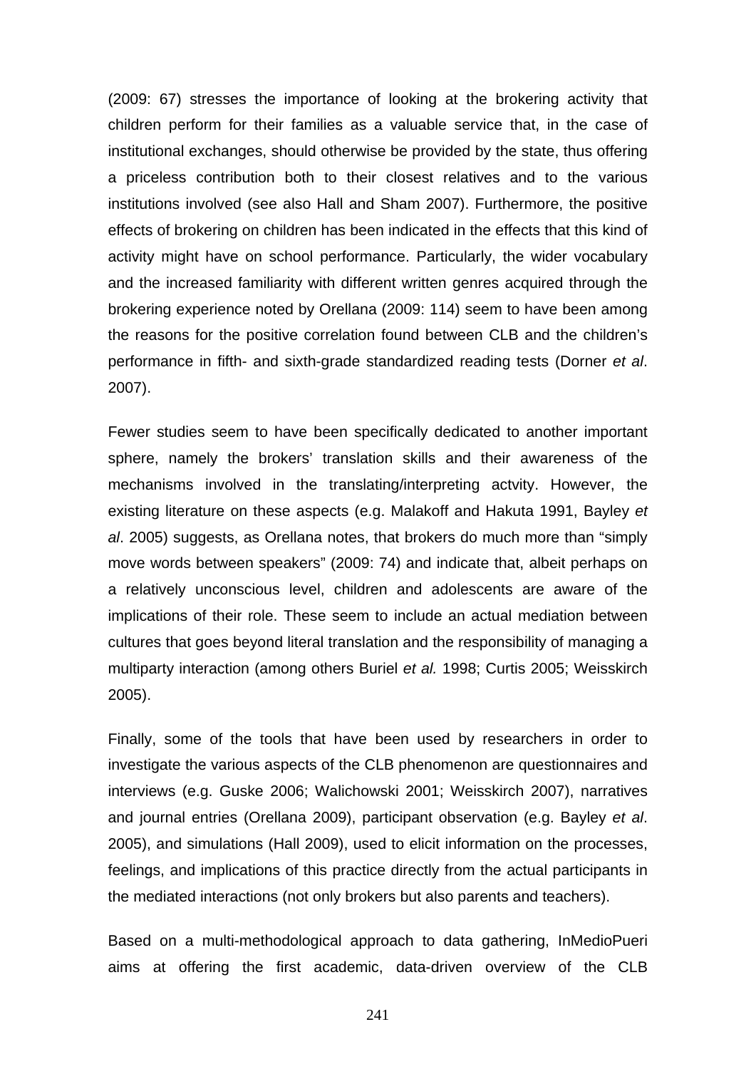(2009: 67) stresses the importance of looking at the brokering activity that children perform for their families as a valuable service that, in the case of institutional exchanges, should otherwise be provided by the state, thus offering a priceless contribution both to their closest relatives and to the various institutions involved (see also Hall and Sham 2007). Furthermore, the positive effects of brokering on children has been indicated in the effects that this kind of activity might have on school performance. Particularly, the wider vocabulary and the increased familiarity with different written genres acquired through the brokering experience noted by Orellana (2009: 114) seem to have been among the reasons for the positive correlation found between CLB and the children's performance in fifth- and sixth-grade standardized reading tests (Dorner *et al*. 2007).

Fewer studies seem to have been specifically dedicated to another important sphere, namely the brokers' translation skills and their awareness of the mechanisms involved in the translating/interpreting actvity. However, the existing literature on these aspects (e.g. Malakoff and Hakuta 1991, Bayley *et al*. 2005) suggests, as Orellana notes, that brokers do much more than "simply move words between speakers" (2009: 74) and indicate that, albeit perhaps on a relatively unconscious level, children and adolescents are aware of the implications of their role. These seem to include an actual mediation between cultures that goes beyond literal translation and the responsibility of managing a multiparty interaction (among others Buriel *et al.* 1998; Curtis 2005; Weisskirch 2005).

Finally, some of the tools that have been used by researchers in order to investigate the various aspects of the CLB phenomenon are questionnaires and interviews (e.g. Guske 2006; Walichowski 2001; Weisskirch 2007), narratives and journal entries (Orellana 2009), participant observation (e.g. Bayley *et al*. 2005), and simulations (Hall 2009), used to elicit information on the processes, feelings, and implications of this practice directly from the actual participants in the mediated interactions (not only brokers but also parents and teachers).

Based on a multi-methodological approach to data gathering, InMedioPueri aims at offering the first academic, data-driven overview of the CLB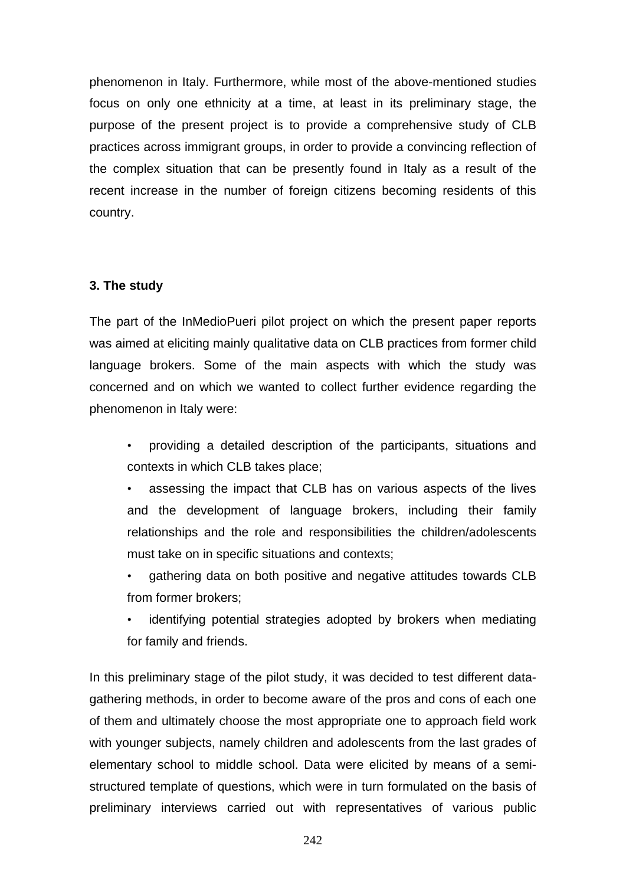phenomenon in Italy. Furthermore, while most of the above-mentioned studies focus on only one ethnicity at a time, at least in its preliminary stage, the purpose of the present project is to provide a comprehensive study of CLB practices across immigrant groups, in order to provide a convincing reflection of the complex situation that can be presently found in Italy as a result of the recent increase in the number of foreign citizens becoming residents of this country.

### 3. The study

The part of the InMedioPueri pilot project on which the present paper reports was aimed at eliciting mainly qualitative data on CLB practices from former child language brokers. Some of the main aspects with which the study was concerned and on which we wanted to collect further evidence regarding the phenomenon in Italy were:

- providing a detailed description of the participants, situations and contexts in which CLB takes place;
- assessing the impact that CLB has on various aspects of the lives and the development of language brokers, including their family relationships and the role and responsibilities the children/adolescents must take on in specific situations and contexts;
- gathering data on both positive and negative attitudes towards CLB from former brokers;
- identifying potential strategies adopted by brokers when mediating for family and friends.

In this preliminary stage of the pilot study, it was decided to test different data-gathering methods, in order to become aware of the pros and cons of each one of them and ultimately choose the most appropriate one to approach field work with younger subjects, namely children and adolescents from the last grades of elementary school to middle school. Data were elicited by means of a semi-structured template of questions, which were in turn formulated on the basis of preliminary interviews carried out with representatives of various public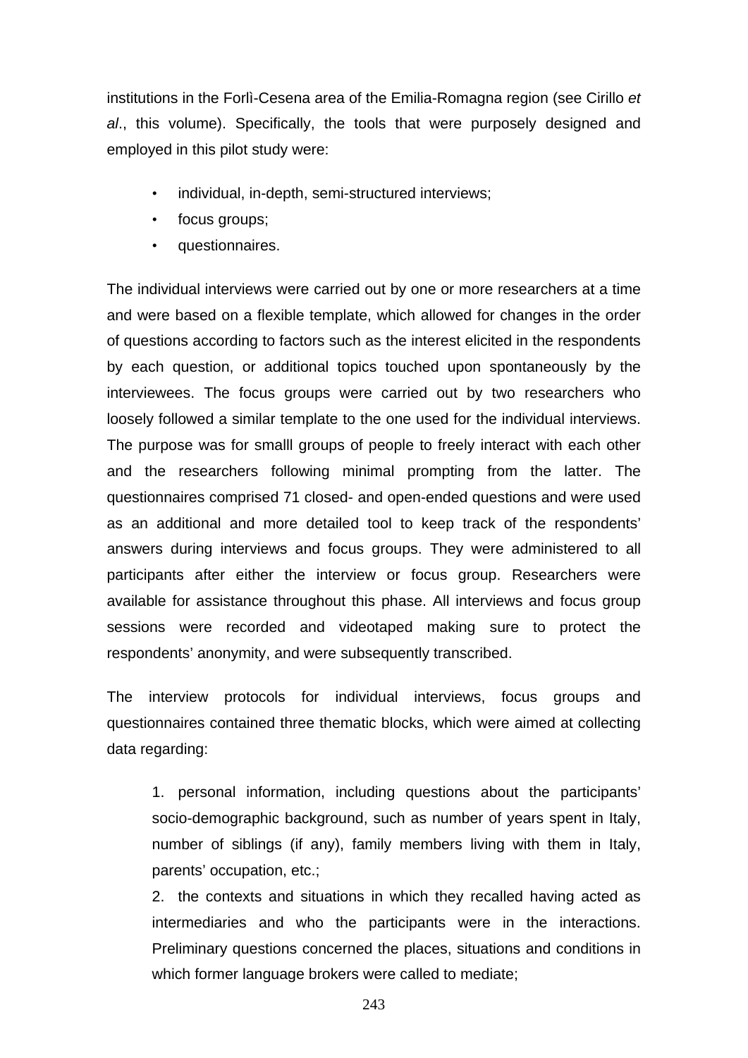institutions in the Forlì-Cesena area of the Emilia-Romagna region (see Cirillo *et al*., this volume). Specifically, the tools that were purposely designed and employed in this pilot study were:

- individual, in-depth, semi-structured interviews;
- focus groups;
- questionnaires.

The individual interviews were carried out by one or more researchers at a time and were based on a flexible template, which allowed for changes in the order of questions according to factors such as the interest elicited in the respondents by each question, or additional topics touched upon spontaneously by the interviewees. The focus groups were carried out by two researchers who loosely followed a similar template to the one used for the individual interviews. The purpose was for smalll groups of people to freely interact with each other and the researchers following minimal prompting from the latter. The questionnaires comprised 71 closed- and open-ended questions and were used as an additional and more detailed tool to keep track of the respondents' answers during interviews and focus groups. They were administered to all participants after either the interview or focus group. Researchers were available for assistance throughout this phase. All interviews and focus group sessions were recorded and videotaped making sure to protect the respondents' anonymity, and were subsequently transcribed.

The interview protocols for individual interviews, focus groups and questionnaires contained three thematic blocks, which were aimed at collecting data regarding:

1. personal information, including questions about the participants' socio-demographic background, such as number of years spent in Italy, number of siblings (if any), family members living with them in Italy, parents' occupation, etc.;
2. the contexts and situations in which they recalled having acted as intermediaries and who the participants were in the interactions. Preliminary questions concerned the places, situations and conditions in which former language brokers were called to mediate;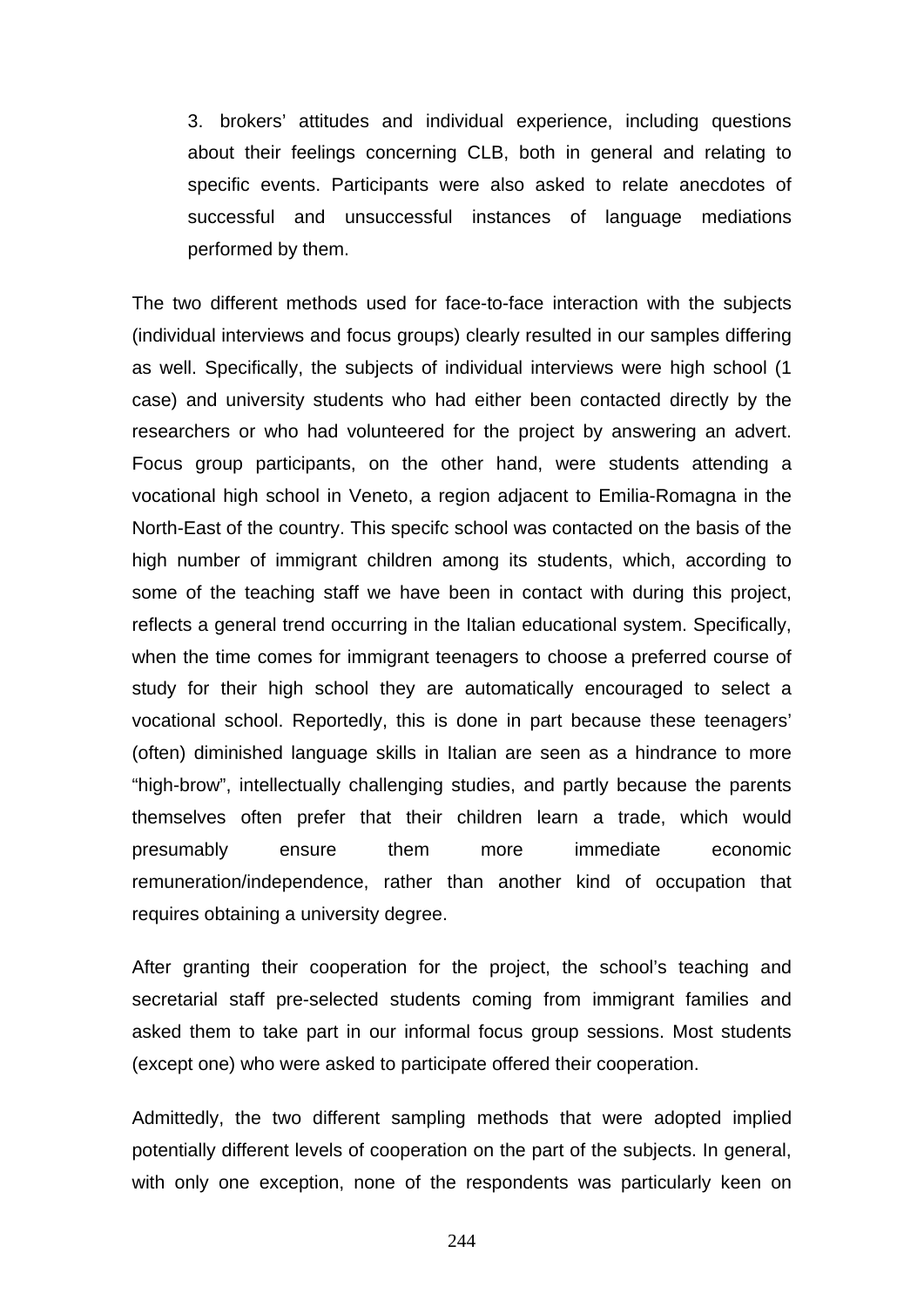3. brokers' attitudes and individual experience, including questions about their feelings concerning CLB, both in general and relating to specific events. Participants were also asked to relate anecdotes of successful and unsuccessful instances of language mediations performed by them.

The two different methods used for face-to-face interaction with the subjects (individual interviews and focus groups) clearly resulted in our samples differing as well. Specifically, the subjects of individual interviews were high school (1 case) and university students who had either been contacted directly by the researchers or who had volunteered for the project by answering an advert. Focus group participants, on the other hand, were students attending a vocational high school in Veneto, a region adjacent to Emilia-Romagna in the North-East of the country. This specifc school was contacted on the basis of the high number of immigrant children among its students, which, according to some of the teaching staff we have been in contact with during this project, reflects a general trend occurring in the Italian educational system. Specifically, when the time comes for immigrant teenagers to choose a preferred course of study for their high school they are automatically encouraged to select a vocational school. Reportedly, this is done in part because these teenagers' (often) diminished language skills in Italian are seen as a hindrance to more "high-brow", intellectually challenging studies, and partly because the parents themselves often prefer that their children learn a trade, which would presumably ensure them more immediate economic remuneration/independence, rather than another kind of occupation that requires obtaining a university degree.

After granting their cooperation for the project, the school's teaching and secretarial staff pre-selected students coming from immigrant families and asked them to take part in our informal focus group sessions. Most students (except one) who were asked to participate offered their cooperation.

Admittedly, the two different sampling methods that were adopted implied potentially different levels of cooperation on the part of the subjects. In general, with only one exception, none of the respondents was particularly keen on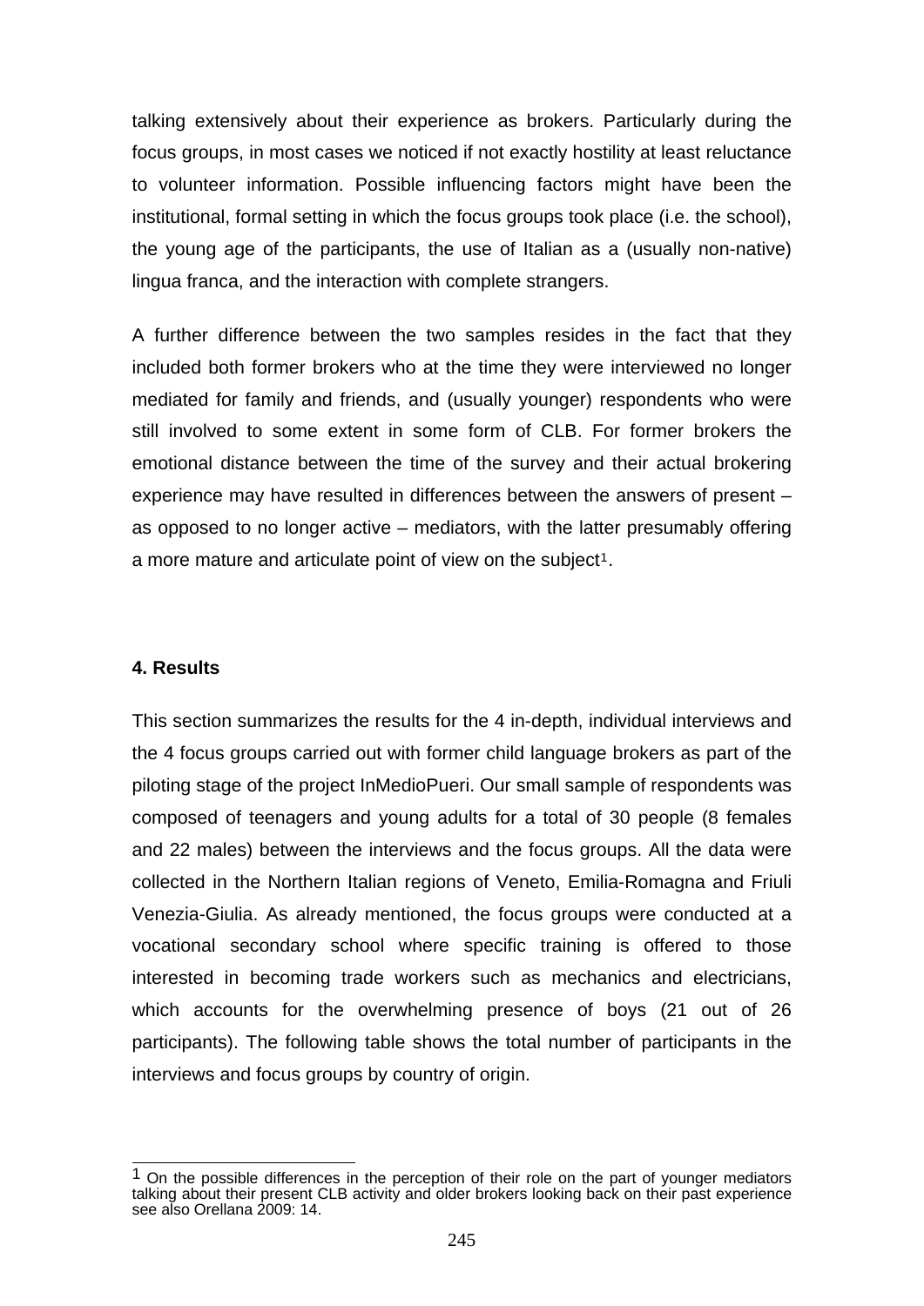talking extensively about their experience as brokers. Particularly during the focus groups, in most cases we noticed if not exactly hostility at least reluctance to volunteer information. Possible influencing factors might have been the institutional, formal setting in which the focus groups took place (i.e. the school), the young age of the participants, the use of Italian as a (usually non-native) lingua franca, and the interaction with complete strangers.

A further difference between the two samples resides in the fact that they included both former brokers who at the time they were interviewed no longer mediated for family and friends, and (usually younger) respondents who were still involved to some extent in some form of CLB. For former brokers the emotional distance between the time of the survey and their actual brokering experience may have resulted in differences between the answers of present – as opposed to no longer active – mediators, with the latter presumably offering a more mature and articulate point of view on the subject[1].

### 4. Results

This section summarizes the results for the 4 in-depth, individual interviews and the 4 focus groups carried out with former child language brokers as part of the piloting stage of the project InMedioPueri. Our small sample of respondents was composed of teenagers and young adults for a total of 30 people (8 females and 22 males) between the interviews and the focus groups. All the data were collected in the Northern Italian regions of Veneto, Emilia-Romagna and Friuli Venezia-Giulia. As already mentioned, the focus groups were conducted at a vocational secondary school where specific training is offered to those interested in becoming trade workers such as mechanics and electricians, which accounts for the overwhelming presence of boys (21 out of 26 participants). The following table shows the total number of participants in the interviews and focus groups by country of origin.

[1] On the possible differences in the perception of their role on the part of younger mediators talking about their present CLB activity and older brokers looking back on their past experience see also Orellana 2009: 14.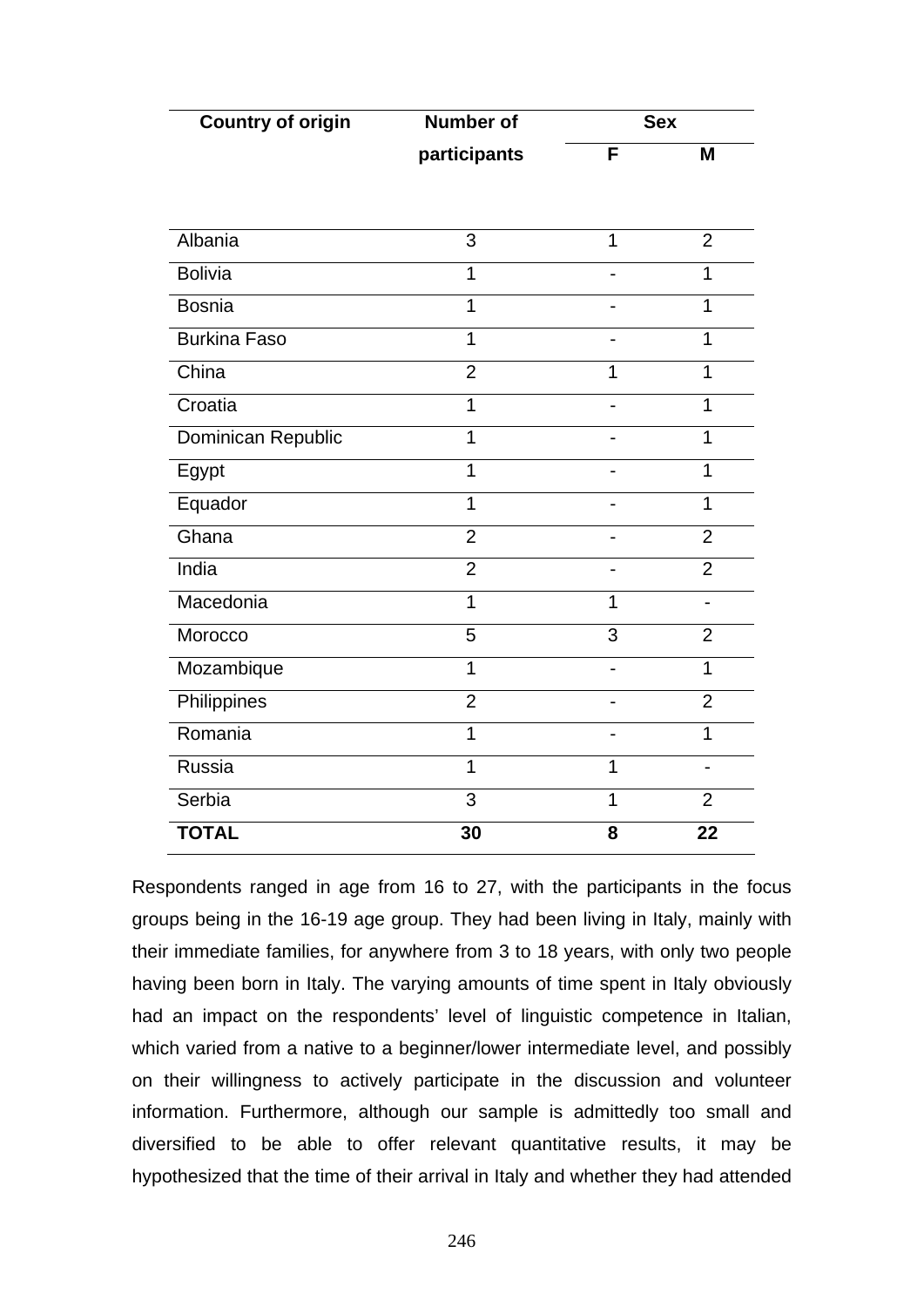| Country of origin | Number of participants | Sex | |
|---|---|---|---|
| | | F | M |
| Albania | 3 | 1 | 2 |
| Bolivia | 1 | - | 1 |
| Bosnia | 1 | - | 1 |
| Burkina Faso | 1 | - | 1 |
| China | 2 | 1 | 1 |
| Croatia | 1 | - | 1 |
| Dominican Republic | 1 | - | 1 |
| Egypt | 1 | - | 1 |
| Equador | 1 | - | 1 |
| Ghana | 2 | - | 2 |
| India | 2 | - | 2 |
| Macedonia | 1 | 1 | - |
| Morocco | 5 | 3 | 2 |
| Mozambique | 1 | - | 1 |
| Philippines | 2 | - | 2 |
| Romania | 1 | - | 1 |
| Russia | 1 | 1 | - |
| Serbia | 3 | 1 | 2 |
| **TOTAL** | **30** | **8** | **22** |

Respondents ranged in age from 16 to 27, with the participants in the focus groups being in the 16-19 age group. They had been living in Italy, mainly with their immediate families, for anywhere from 3 to 18 years, with only two people having been born in Italy. The varying amounts of time spent in Italy obviously had an impact on the respondents' level of linguistic competence in Italian, which varied from a native to a beginner/lower intermediate level, and possibly on their willingness to actively participate in the discussion and volunteer information. Furthermore, although our sample is admittedly too small and diversified to be able to offer relevant quantitative results, it may be hypothesized that the time of their arrival in Italy and whether they had attended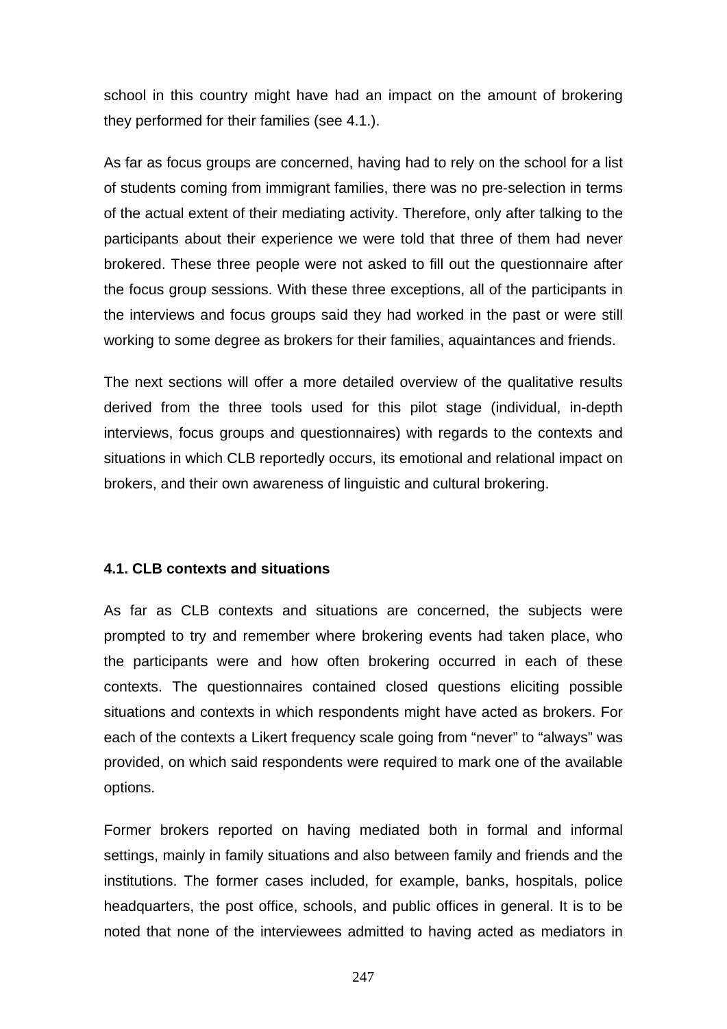school in this country might have had an impact on the amount of brokering they performed for their families (see 4.1.).

As far as focus groups are concerned, having had to rely on the school for a list of students coming from immigrant families, there was no pre-selection in terms of the actual extent of their mediating activity. Therefore, only after talking to the participants about their experience we were told that three of them had never brokered. These three people were not asked to fill out the questionnaire after the focus group sessions. With these three exceptions, all of the participants in the interviews and focus groups said they had worked in the past or were still working to some degree as brokers for their families, aquaintances and friends.

The next sections will offer a more detailed overview of the qualitative results derived from the three tools used for this pilot stage (individual, in-depth interviews, focus groups and questionnaires) with regards to the contexts and situations in which CLB reportedly occurs, its emotional and relational impact on brokers, and their own awareness of linguistic and cultural brokering.

### 4.1. CLB contexts and situations

As far as CLB contexts and situations are concerned, the subjects were prompted to try and remember where brokering events had taken place, who the participants were and how often brokering occurred in each of these contexts. The questionnaires contained closed questions eliciting possible situations and contexts in which respondents might have acted as brokers. For each of the contexts a Likert frequency scale going from "never" to "always" was provided, on which said respondents were required to mark one of the available options.

Former brokers reported on having mediated both in formal and informal settings, mainly in family situations and also between family and friends and the institutions. The former cases included, for example, banks, hospitals, police headquarters, the post office, schools, and public offices in general. It is to be noted that none of the interviewees admitted to having acted as mediators in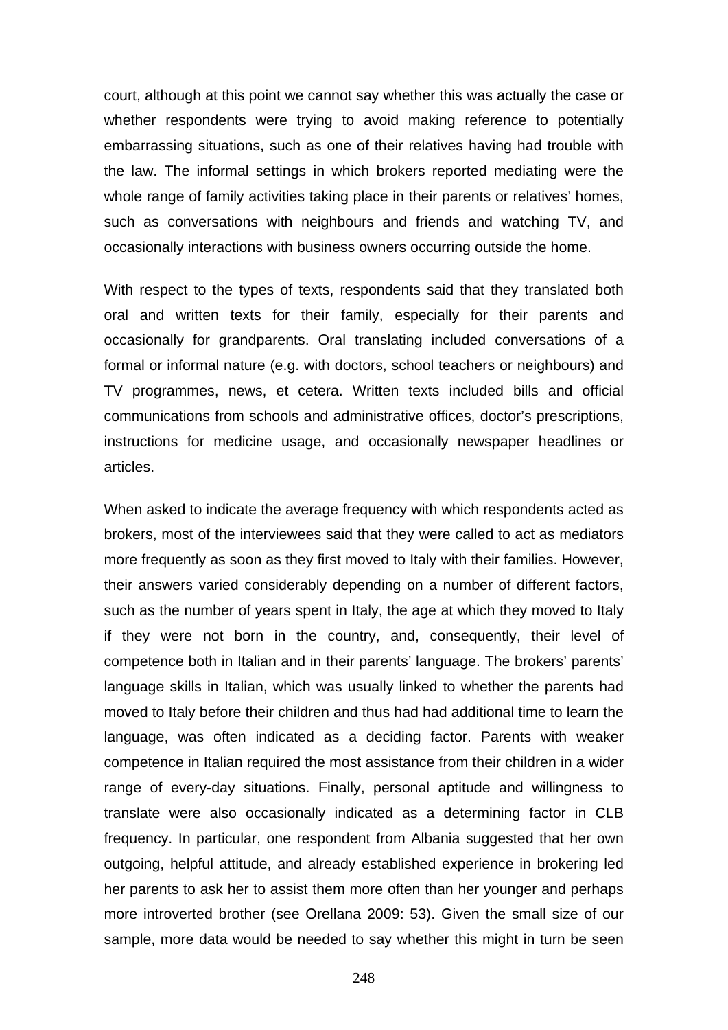court, although at this point we cannot say whether this was actually the case or whether respondents were trying to avoid making reference to potentially embarrassing situations, such as one of their relatives having had trouble with the law. The informal settings in which brokers reported mediating were the whole range of family activities taking place in their parents or relatives' homes, such as conversations with neighbours and friends and watching TV, and occasionally interactions with business owners occurring outside the home.

With respect to the types of texts, respondents said that they translated both oral and written texts for their family, especially for their parents and occasionally for grandparents. Oral translating included conversations of a formal or informal nature (e.g. with doctors, school teachers or neighbours) and TV programmes, news, et cetera. Written texts included bills and official communications from schools and administrative offices, doctor's prescriptions, instructions for medicine usage, and occasionally newspaper headlines or articles.

When asked to indicate the average frequency with which respondents acted as brokers, most of the interviewees said that they were called to act as mediators more frequently as soon as they first moved to Italy with their families. However, their answers varied considerably depending on a number of different factors, such as the number of years spent in Italy, the age at which they moved to Italy if they were not born in the country, and, consequently, their level of competence both in Italian and in their parents' language. The brokers' parents' language skills in Italian, which was usually linked to whether the parents had moved to Italy before their children and thus had had additional time to learn the language, was often indicated as a deciding factor. Parents with weaker competence in Italian required the most assistance from their children in a wider range of every-day situations. Finally, personal aptitude and willingness to translate were also occasionally indicated as a determining factor in CLB frequency. In particular, one respondent from Albania suggested that her own outgoing, helpful attitude, and already established experience in brokering led her parents to ask her to assist them more often than her younger and perhaps more introverted brother (see Orellana 2009: 53). Given the small size of our sample, more data would be needed to say whether this might in turn be seen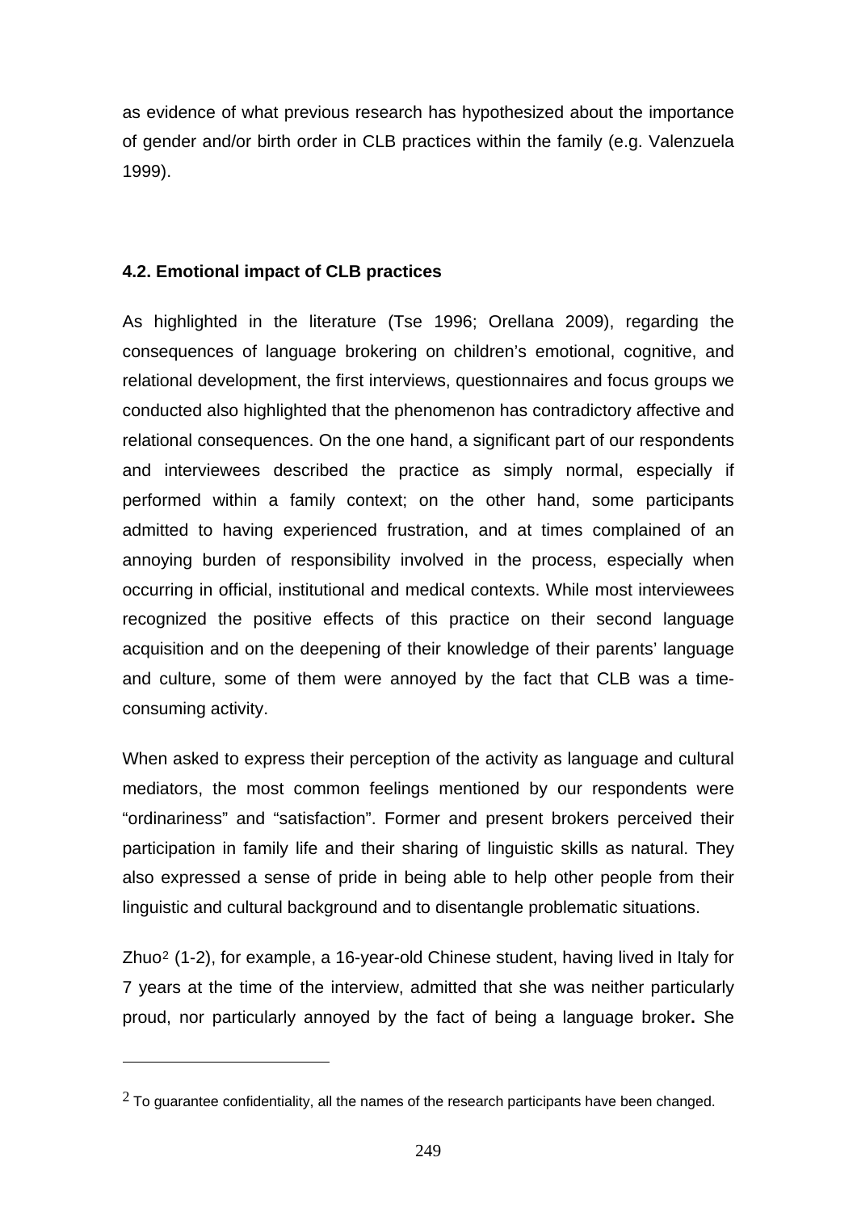as evidence of what previous research has hypothesized about the importance of gender and/or birth order in CLB practices within the family (e.g. Valenzuela 1999).

### 4.2. Emotional impact of CLB practices

As highlighted in the literature (Tse 1996; Orellana 2009), regarding the consequences of language brokering on children's emotional, cognitive, and relational development, the first interviews, questionnaires and focus groups we conducted also highlighted that the phenomenon has contradictory affective and relational consequences. On the one hand, a significant part of our respondents and interviewees described the practice as simply normal, especially if performed within a family context; on the other hand, some participants admitted to having experienced frustration, and at times complained of an annoying burden of responsibility involved in the process, especially when occurring in official, institutional and medical contexts. While most interviewees recognized the positive effects of this practice on their second language acquisition and on the deepening of their knowledge of their parents' language and culture, some of them were annoyed by the fact that CLB was a time-consuming activity.

When asked to express their perception of the activity as language and cultural mediators, the most common feelings mentioned by our respondents were "ordinariness" and "satisfaction". Former and present brokers perceived their participation in family life and their sharing of linguistic skills as natural. They also expressed a sense of pride in being able to help other people from their linguistic and cultural background and to disentangle problematic situations.

Zhuo[2] (1-2), for example, a 16-year-old Chinese student, having lived in Italy for 7 years at the time of the interview, admitted that she was neither particularly proud, nor particularly annoyed by the fact of being a language broker**.** She

---

[2] To guarantee confidentiality, all the names of the research participants have been changed.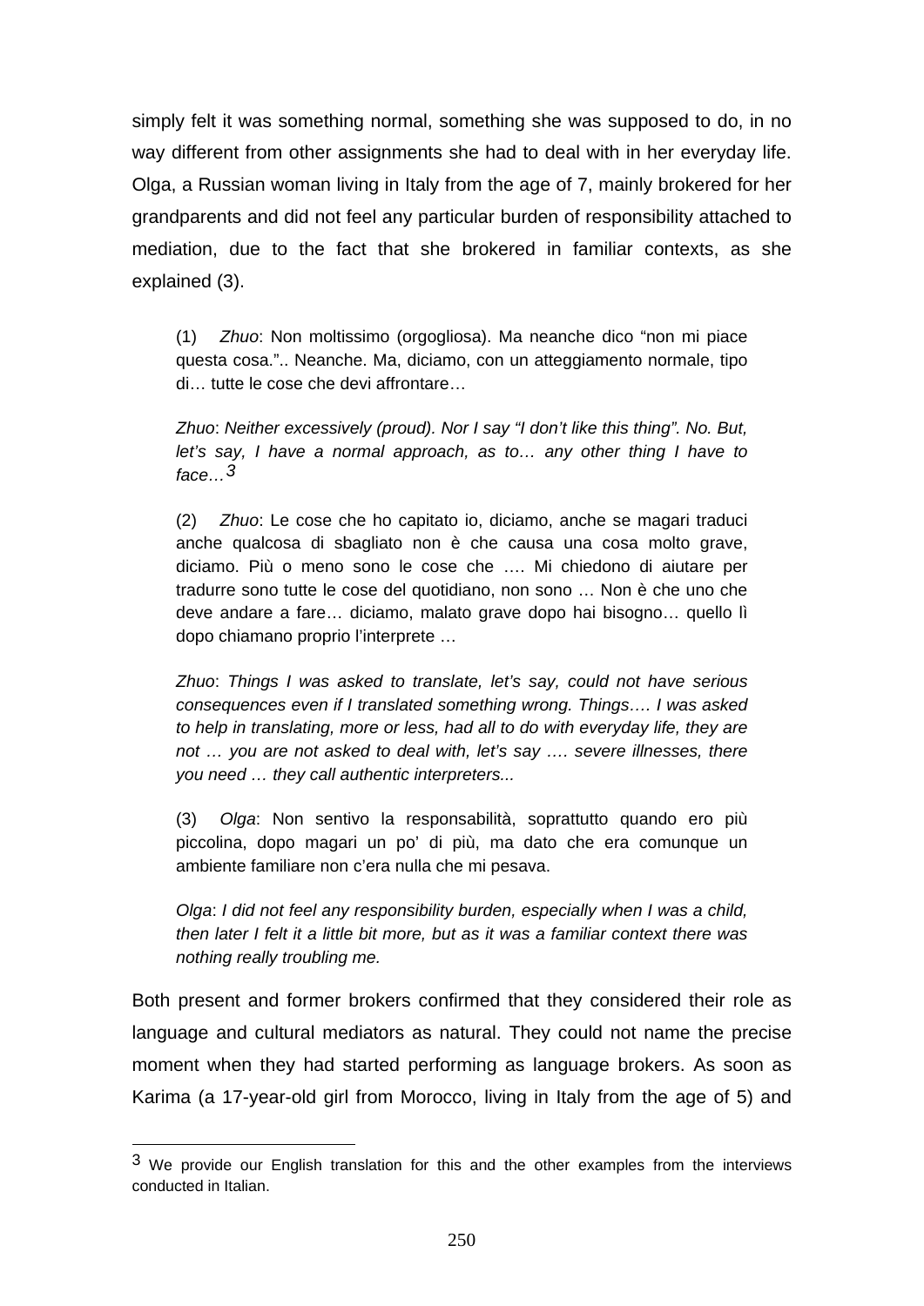simply felt it was something normal, something she was supposed to do, in no way different from other assignments she had to deal with in her everyday life. Olga, a Russian woman living in Italy from the age of 7, mainly brokered for her grandparents and did not feel any particular burden of responsibility attached to mediation, due to the fact that she brokered in familiar contexts, as she explained (3).

> (1) *Zhuo*: Non moltissimo (orgogliosa). Ma neanche dico “non mi piace questa cosa.”.. Neanche. Ma, diciamo, con un atteggiamento normale, tipo di… tutte le cose che devi affrontare…
>
> *Zhuo*: *Neither excessively (proud). Nor I say “I don’t like this thing”. No. But, let’s say, I have a normal approach, as to… any other thing I have to face…*[3]
>
> (2) *Zhuo*: Le cose che ho capitato io, diciamo, anche se magari traduci anche qualcosa di sbagliato non è che causa una cosa molto grave, diciamo. Più o meno sono le cose che …. Mi chiedono di aiutare per tradurre sono tutte le cose del quotidiano, non sono … Non è che uno che deve andare a fare… diciamo, malato grave dopo hai bisogno… quello lì dopo chiamano proprio l’interprete …
>
> *Zhuo*: *Things I was asked to translate, let’s say, could not have serious consequences even if I translated something wrong. Things…. I was asked to help in translating, more or less, had all to do with everyday life, they are not … you are not asked to deal with, let’s say …. severe illnesses, there you need … they call authentic interpreters...*
>
> (3) *Olga*: Non sentivo la responsabilità, soprattutto quando ero più piccolina, dopo magari un po’ di più, ma dato che era comunque un ambiente familiare non c’era nulla che mi pesava.
>
> *Olga*: *I did not feel any responsibility burden, especially when I was a child, then later I felt it a little bit more, but as it was a familiar context there was nothing really troubling me.*

Both present and former brokers confirmed that they considered their role as language and cultural mediators as natural. They could not name the precise moment when they had started performing as language brokers. As soon as Karima (a 17-year-old girl from Morocco, living in Italy from the age of 5) and

---

[3] We provide our English translation for this and the other examples from the interviews conducted in Italian.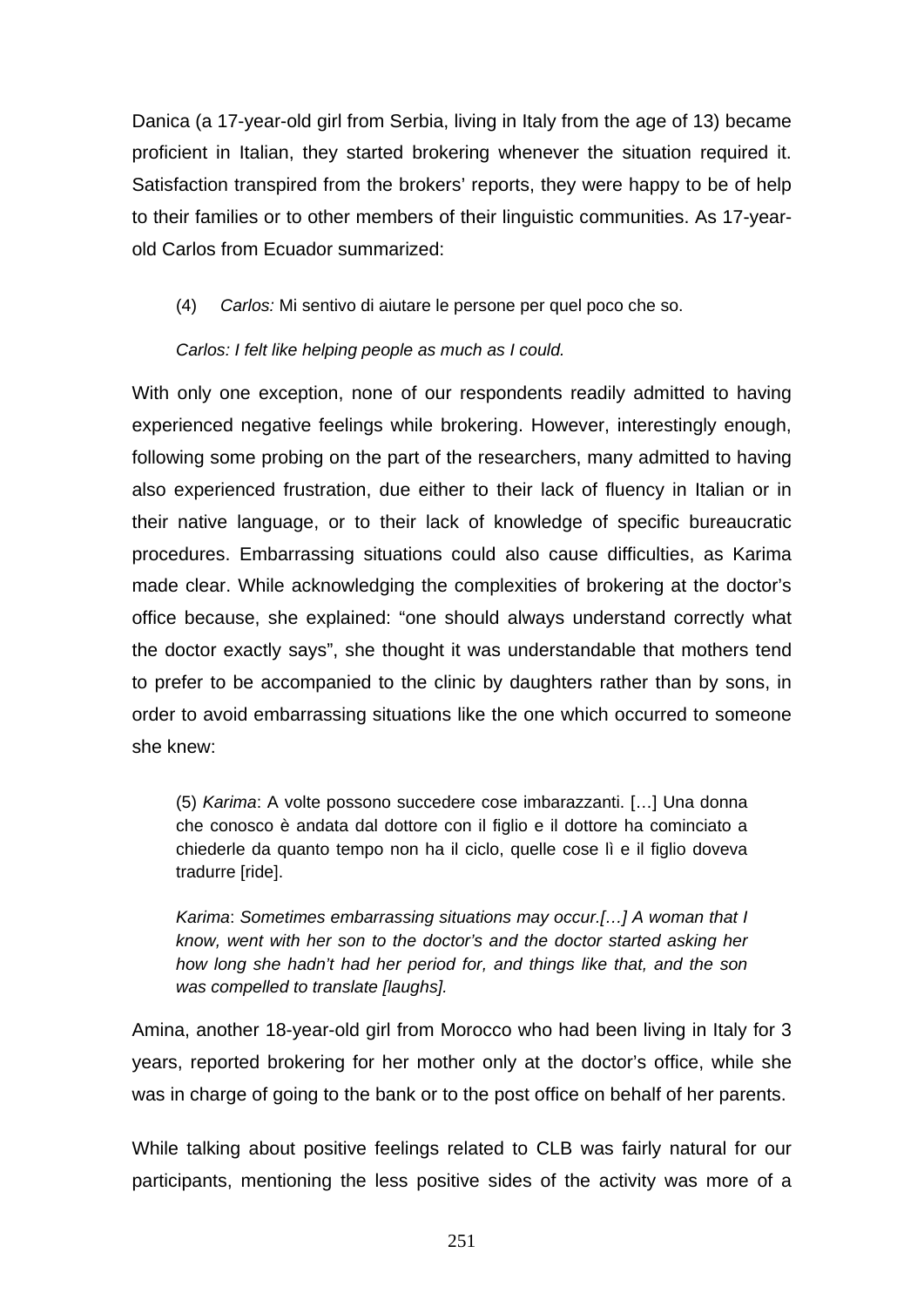Danica (a 17-year-old girl from Serbia, living in Italy from the age of 13) became proficient in Italian, they started brokering whenever the situation required it. Satisfaction transpired from the brokers' reports, they were happy to be of help to their families or to other members of their linguistic communities. As 17-year-old Carlos from Ecuador summarized:

(4) *Carlos:* Mi sentivo di aiutare le persone per quel poco che so.

*Carlos: I felt like helping people as much as I could.*

With only one exception, none of our respondents readily admitted to having experienced negative feelings while brokering. However, interestingly enough, following some probing on the part of the researchers, many admitted to having also experienced frustration, due either to their lack of fluency in Italian or in their native language, or to their lack of knowledge of specific bureaucratic procedures. Embarrassing situations could also cause difficulties, as Karima made clear. While acknowledging the complexities of brokering at the doctor's office because, she explained: "one should always understand correctly what the doctor exactly says", she thought it was understandable that mothers tend to prefer to be accompanied to the clinic by daughters rather than by sons, in order to avoid embarrassing situations like the one which occurred to someone she knew:

> (5) *Karima*: A volte possono succedere cose imbarazzanti. […] Una donna che conosco è andata dal dottore con il figlio e il dottore ha cominciato a chiederle da quanto tempo non ha il ciclo, quelle cose lì e il figlio doveva tradurre [ride].
>
> *Karima*: *Sometimes embarrassing situations may occur.[…] A woman that I know, went with her son to the doctor's and the doctor started asking her how long she hadn't had her period for, and things like that, and the son was compelled to translate [laughs].*

Amina, another 18-year-old girl from Morocco who had been living in Italy for 3 years, reported brokering for her mother only at the doctor's office, while she was in charge of going to the bank or to the post office on behalf of her parents.

While talking about positive feelings related to CLB was fairly natural for our participants, mentioning the less positive sides of the activity was more of a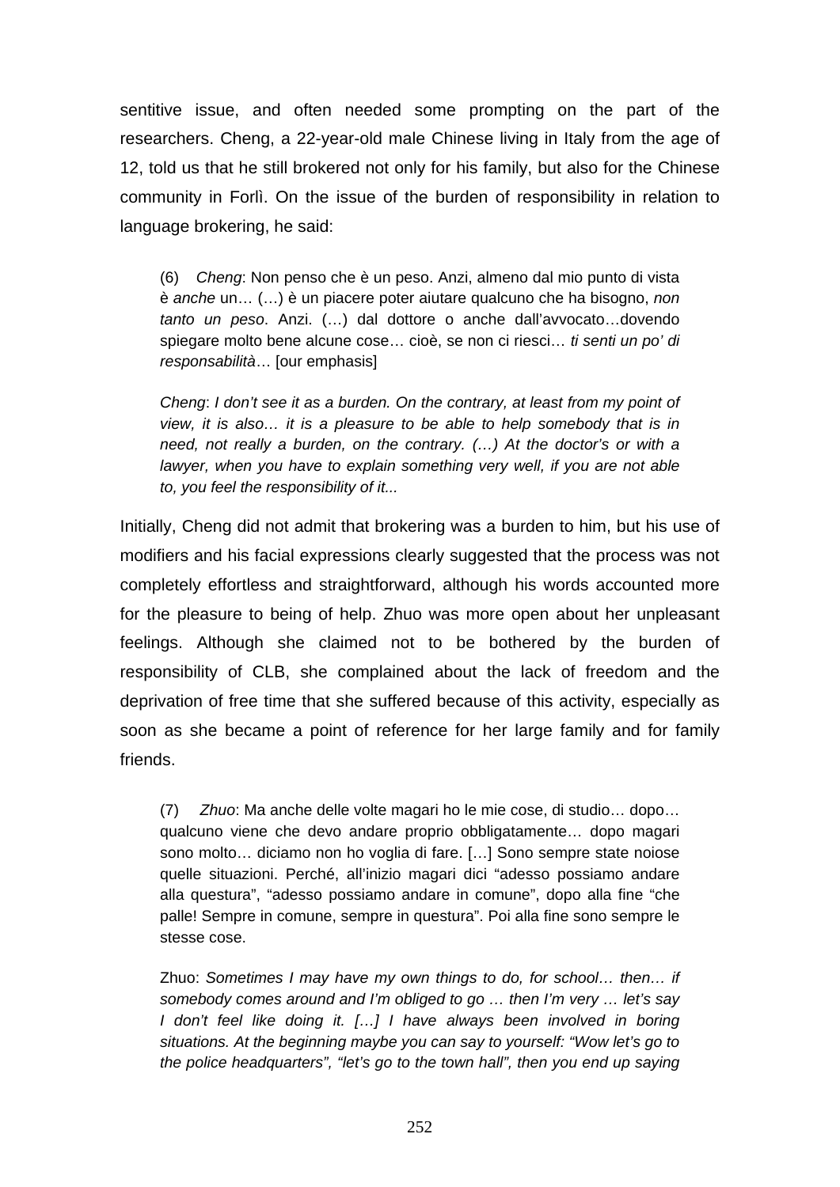sentitive issue, and often needed some prompting on the part of the researchers. Cheng, a 22-year-old male Chinese living in Italy from the age of 12, told us that he still brokered not only for his family, but also for the Chinese community in Forlì. On the issue of the burden of responsibility in relation to language brokering, he said:

> (6) *Cheng*: Non penso che è un peso. Anzi, almeno dal mio punto di vista è *anche* un… (…) è un piacere poter aiutare qualcuno che ha bisogno, *non tanto un peso*. Anzi. (…) dal dottore o anche dall'avvocato…dovendo spiegare molto bene alcune cose… cioè, se non ci riesci… *ti senti un po' di responsabilità*… [our emphasis]
>
> *Cheng*: *I don't see it as a burden. On the contrary, at least from my point of view, it is also… it is a pleasure to be able to help somebody that is in need, not really a burden, on the contrary. (…) At the doctor's or with a lawyer, when you have to explain something very well, if you are not able to, you feel the responsibility of it...*

Initially, Cheng did not admit that brokering was a burden to him, but his use of modifiers and his facial expressions clearly suggested that the process was not completely effortless and straightforward, although his words accounted more for the pleasure to being of help. Zhuo was more open about her unpleasant feelings. Although she claimed not to be bothered by the burden of responsibility of CLB, she complained about the lack of freedom and the deprivation of free time that she suffered because of this activity, especially as soon as she became a point of reference for her large family and for family friends.

> (7) *Zhuo*: Ma anche delle volte magari ho le mie cose, di studio… dopo… qualcuno viene che devo andare proprio obbligatamente… dopo magari sono molto… diciamo non ho voglia di fare. […] Sono sempre state noiose quelle situazioni. Perché, all'inizio magari dici "adesso possiamo andare alla questura", "adesso possiamo andare in comune", dopo alla fine "che palle! Sempre in comune, sempre in questura". Poi alla fine sono sempre le stesse cose.
>
> Zhuo: *Sometimes I may have my own things to do, for school… then… if somebody comes around and I'm obliged to go … then I'm very … let's say I don't feel like doing it. […] I have always been involved in boring situations. At the beginning maybe you can say to yourself: "Wow let's go to the police headquarters", "let's go to the town hall", then you end up saying*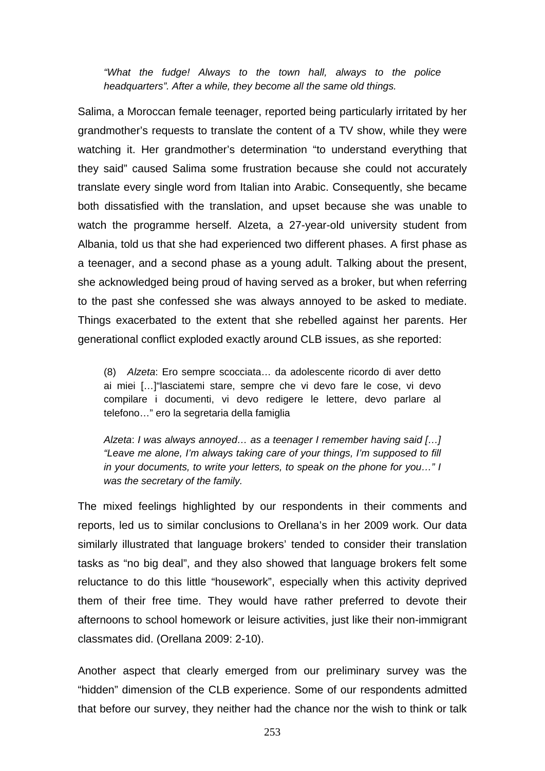> *"What the fudge! Always to the town hall, always to the police headquarters". After a while, they become all the same old things.*

Salima, a Moroccan female teenager, reported being particularly irritated by her grandmother's requests to translate the content of a TV show, while they were watching it. Her grandmother's determination "to understand everything that they said" caused Salima some frustration because she could not accurately translate every single word from Italian into Arabic. Consequently, she became both dissatisfied with the translation, and upset because she was unable to watch the programme herself. Alzeta, a 27-year-old university student from Albania, told us that she had experienced two different phases. A first phase as a teenager, and a second phase as a young adult. Talking about the present, she acknowledged being proud of having served as a broker, but when referring to the past she confessed she was always annoyed to be asked to mediate. Things exacerbated to the extent that she rebelled against her parents. Her generational conflict exploded exactly around CLB issues, as she reported:

> (8) *Alzeta*: Ero sempre scocciata… da adolescente ricordo di aver detto ai miei […]"lasciatemi stare, sempre che vi devo fare le cose, vi devo compilare i documenti, vi devo redigere le lettere, devo parlare al telefono…" ero la segretaria della famiglia
>
> *Alzeta*: *I was always annoyed… as a teenager I remember having said […] "Leave me alone, I'm always taking care of your things, I'm supposed to fill in your documents, to write your letters, to speak on the phone for you…" I was the secretary of the family.*

The mixed feelings highlighted by our respondents in their comments and reports, led us to similar conclusions to Orellana's in her 2009 work. Our data similarly illustrated that language brokers' tended to consider their translation tasks as "no big deal", and they also showed that language brokers felt some reluctance to do this little "housework", especially when this activity deprived them of their free time. They would have rather preferred to devote their afternoons to school homework or leisure activities, just like their non-immigrant classmates did. (Orellana 2009: 2-10).

Another aspect that clearly emerged from our preliminary survey was the "hidden" dimension of the CLB experience. Some of our respondents admitted that before our survey, they neither had the chance nor the wish to think or talk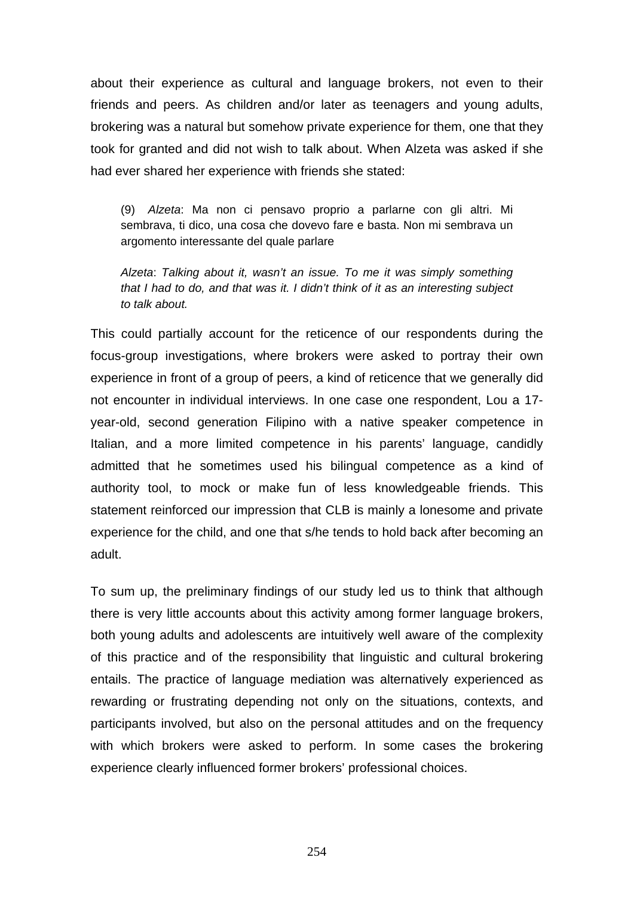about their experience as cultural and language brokers, not even to their friends and peers. As children and/or later as teenagers and young adults, brokering was a natural but somehow private experience for them, one that they took for granted and did not wish to talk about. When Alzeta was asked if she had ever shared her experience with friends she stated:

> (9) *Alzeta*: Ma non ci pensavo proprio a parlarne con gli altri. Mi sembrava, ti dico, una cosa che dovevo fare e basta. Non mi sembrava un argomento interessante del quale parlare
>
> *Alzeta*: *Talking about it, wasn't an issue. To me it was simply something that I had to do, and that was it. I didn't think of it as an interesting subject to talk about.*

This could partially account for the reticence of our respondents during the focus-group investigations, where brokers were asked to portray their own experience in front of a group of peers, a kind of reticence that we generally did not encounter in individual interviews. In one case one respondent, Lou a 17-year-old, second generation Filipino with a native speaker competence in Italian, and a more limited competence in his parents' language, candidly admitted that he sometimes used his bilingual competence as a kind of authority tool, to mock or make fun of less knowledgeable friends. This statement reinforced our impression that CLB is mainly a lonesome and private experience for the child, and one that s/he tends to hold back after becoming an adult.

To sum up, the preliminary findings of our study led us to think that although there is very little accounts about this activity among former language brokers, both young adults and adolescents are intuitively well aware of the complexity of this practice and of the responsibility that linguistic and cultural brokering entails. The practice of language mediation was alternatively experienced as rewarding or frustrating depending not only on the situations, contexts, and participants involved, but also on the personal attitudes and on the frequency with which brokers were asked to perform. In some cases the brokering experience clearly influenced former brokers' professional choices.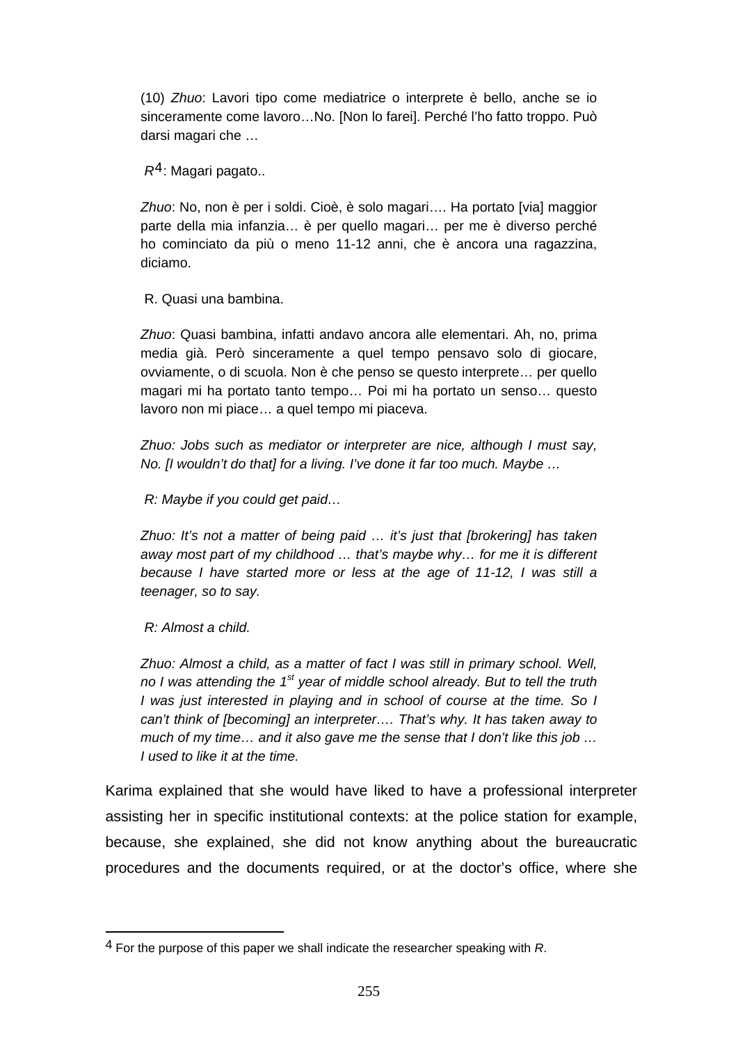(10) *Zhuo*: Lavori tipo come mediatrice o interprete è bello, anche se io sinceramente come lavoro…No. [Non lo farei]. Perché l'ho fatto troppo. Può darsi magari che …

*R*[4]: Magari pagato..

*Zhuo*: No, non è per i soldi. Cioè, è solo magari…. Ha portato [via] maggior parte della mia infanzia… è per quello magari… per me è diverso perché ho cominciato da più o meno 11-12 anni, che è ancora una ragazzina, diciamo.

R. Quasi una bambina.

*Zhuo*: Quasi bambina, infatti andavo ancora alle elementari. Ah, no, prima media già. Però sinceramente a quel tempo pensavo solo di giocare, ovviamente, o di scuola. Non è che penso se questo interprete… per quello magari mi ha portato tanto tempo… Poi mi ha portato un senso… questo lavoro non mi piace… a quel tempo mi piaceva.

*Zhuo: Jobs such as mediator or interpreter are nice, although I must say, No. [I wouldn't do that] for a living. I've done it far too much. Maybe …*

*R: Maybe if you could get paid…*

*Zhuo: It's not a matter of being paid … it's just that [brokering] has taken away most part of my childhood … that's maybe why… for me it is different because I have started more or less at the age of 11-12, I was still a teenager, so to say.*

*R: Almost a child.*

*Zhuo: Almost a child, as a matter of fact I was still in primary school. Well, no I was attending the 1st year of middle school already. But to tell the truth I was just interested in playing and in school of course at the time. So I can't think of [becoming] an interpreter…. That's why. It has taken away to much of my time… and it also gave me the sense that I don't like this job … I used to like it at the time.*

Karima explained that she would have liked to have a professional interpreter assisting her in specific institutional contexts: at the police station for example, because, she explained, she did not know anything about the bureaucratic procedures and the documents required, or at the doctor's office, where she

---

[4] For the purpose of this paper we shall indicate the researcher speaking with *R*.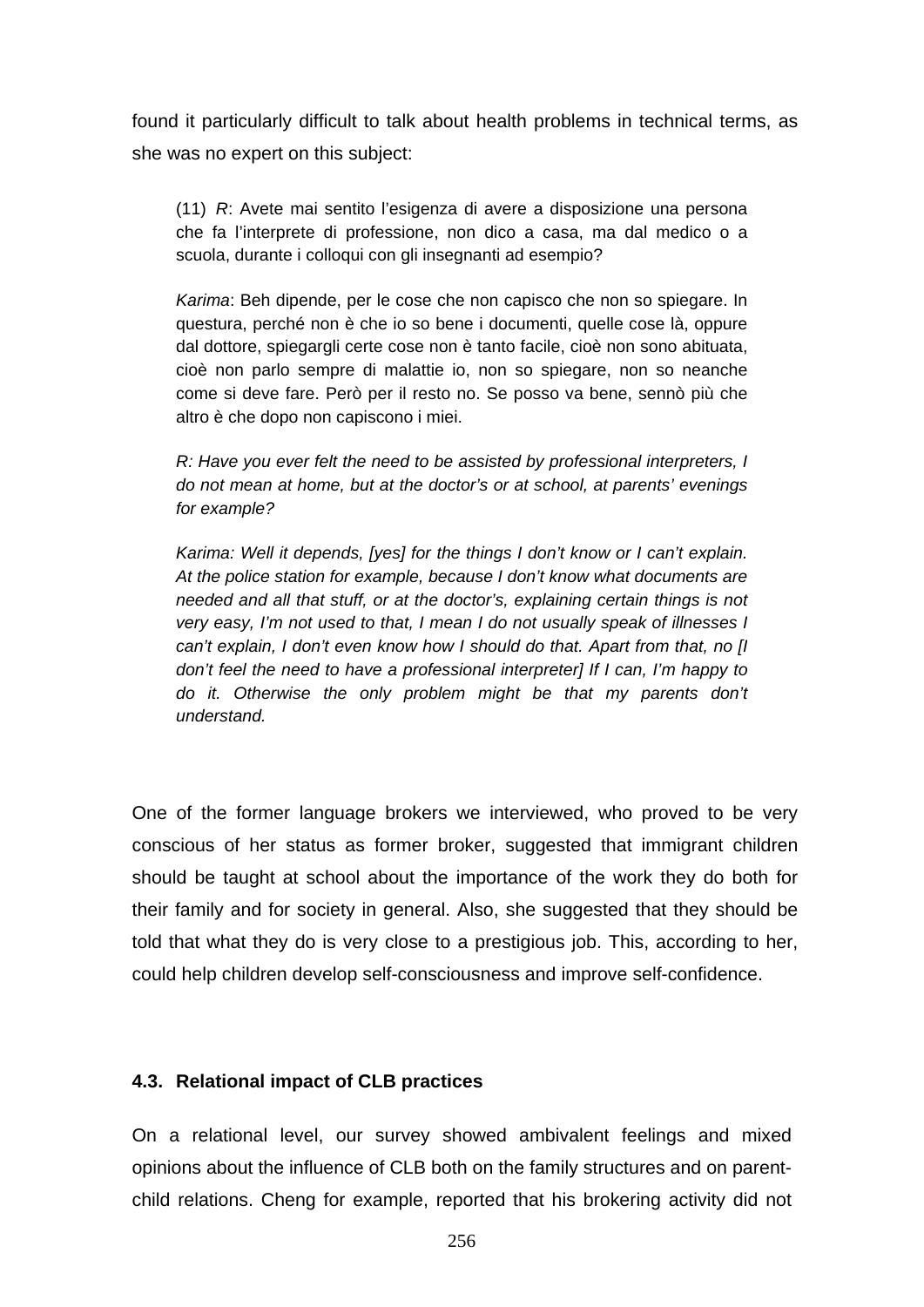found it particularly difficult to talk about health problems in technical terms, as she was no expert on this subject:

> (11) *R*: Avete mai sentito l'esigenza di avere a disposizione una persona che fa l'interprete di professione, non dico a casa, ma dal medico o a scuola, durante i colloqui con gli insegnanti ad esempio?
>
> *Karima*: Beh dipende, per le cose che non capisco che non so spiegare. In questura, perché non è che io so bene i documenti, quelle cose là, oppure dal dottore, spiegargli certe cose non è tanto facile, cioè non sono abituata, cioè non parlo sempre di malattie io, non so spiegare, non so neanche come si deve fare. Però per il resto no. Se posso va bene, sennò più che altro è che dopo non capiscono i miei.
>
> *R: Have you ever felt the need to be assisted by professional interpreters, I do not mean at home, but at the doctor's or at school, at parents' evenings for example?*
>
> *Karima: Well it depends, [yes] for the things I don't know or I can't explain. At the police station for example, because I don't know what documents are needed and all that stuff, or at the doctor's, explaining certain things is not very easy, I'm not used to that, I mean I do not usually speak of illnesses I can't explain, I don't even know how I should do that. Apart from that, no [I don't feel the need to have a professional interpreter] If I can, I'm happy to do it. Otherwise the only problem might be that my parents don't understand.*

One of the former language brokers we interviewed, who proved to be very conscious of her status as former broker, suggested that immigrant children should be taught at school about the importance of the work they do both for their family and for society in general. Also, she suggested that they should be told that what they do is very close to a prestigious job. This, according to her, could help children develop self-consciousness and improve self-confidence.

### 4.3. Relational impact of CLB practices

On a relational level, our survey showed ambivalent feelings and mixed opinions about the influence of CLB both on the family structures and on parent-child relations. Cheng for example, reported that his brokering activity did not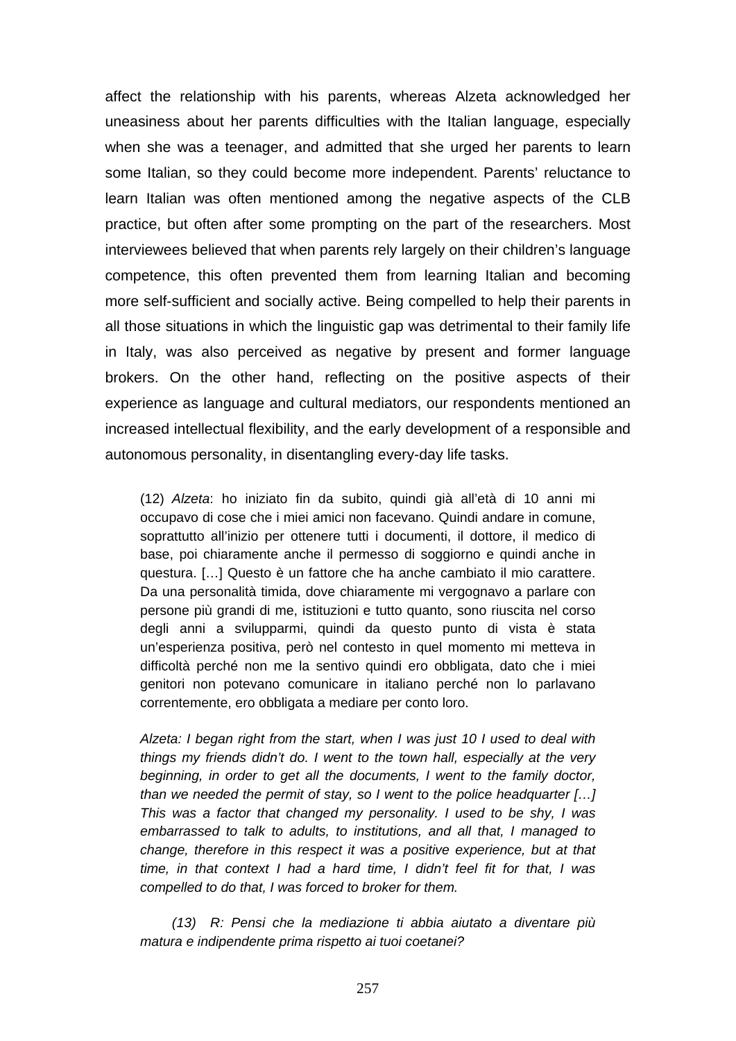affect the relationship with his parents, whereas Alzeta acknowledged her uneasiness about her parents difficulties with the Italian language, especially when she was a teenager, and admitted that she urged her parents to learn some Italian, so they could become more independent. Parents' reluctance to learn Italian was often mentioned among the negative aspects of the CLB practice, but often after some prompting on the part of the researchers. Most interviewees believed that when parents rely largely on their children's language competence, this often prevented them from learning Italian and becoming more self-sufficient and socially active. Being compelled to help their parents in all those situations in which the linguistic gap was detrimental to their family life in Italy, was also perceived as negative by present and former language brokers. On the other hand, reflecting on the positive aspects of their experience as language and cultural mediators, our respondents mentioned an increased intellectual flexibility, and the early development of a responsible and autonomous personality, in disentangling every-day life tasks.

> (12) *Alzeta*: ho iniziato fin da subito, quindi già all'età di 10 anni mi occupavo di cose che i miei amici non facevano. Quindi andare in comune, soprattutto all'inizio per ottenere tutti i documenti, il dottore, il medico di base, poi chiaramente anche il permesso di soggiorno e quindi anche in questura. […] Questo è un fattore che ha anche cambiato il mio carattere. Da una personalità timida, dove chiaramente mi vergognavo a parlare con persone più grandi di me, istituzioni e tutto quanto, sono riuscita nel corso degli anni a svilupparmi, quindi da questo punto di vista è stata un'esperienza positiva, però nel contesto in quel momento mi metteva in difficoltà perché non me la sentivo quindi ero obbligata, dato che i miei genitori non potevano comunicare in italiano perché non lo parlavano correntemente, ero obbligata a mediare per conto loro.
>
> *Alzeta: I began right from the start, when I was just 10 I used to deal with things my friends didn't do. I went to the town hall, especially at the very beginning, in order to get all the documents, I went to the family doctor, than we needed the permit of stay, so I went to the police headquarter […] This was a factor that changed my personality. I used to be shy, I was embarrassed to talk to adults, to institutions, and all that, I managed to change, therefore in this respect it was a positive experience, but at that time, in that context I had a hard time, I didn't feel fit for that, I was compelled to do that, I was forced to broker for them.*
>
> *(13) R: Pensi che la mediazione ti abbia aiutato a diventare più matura e indipendente prima rispetto ai tuoi coetanei?*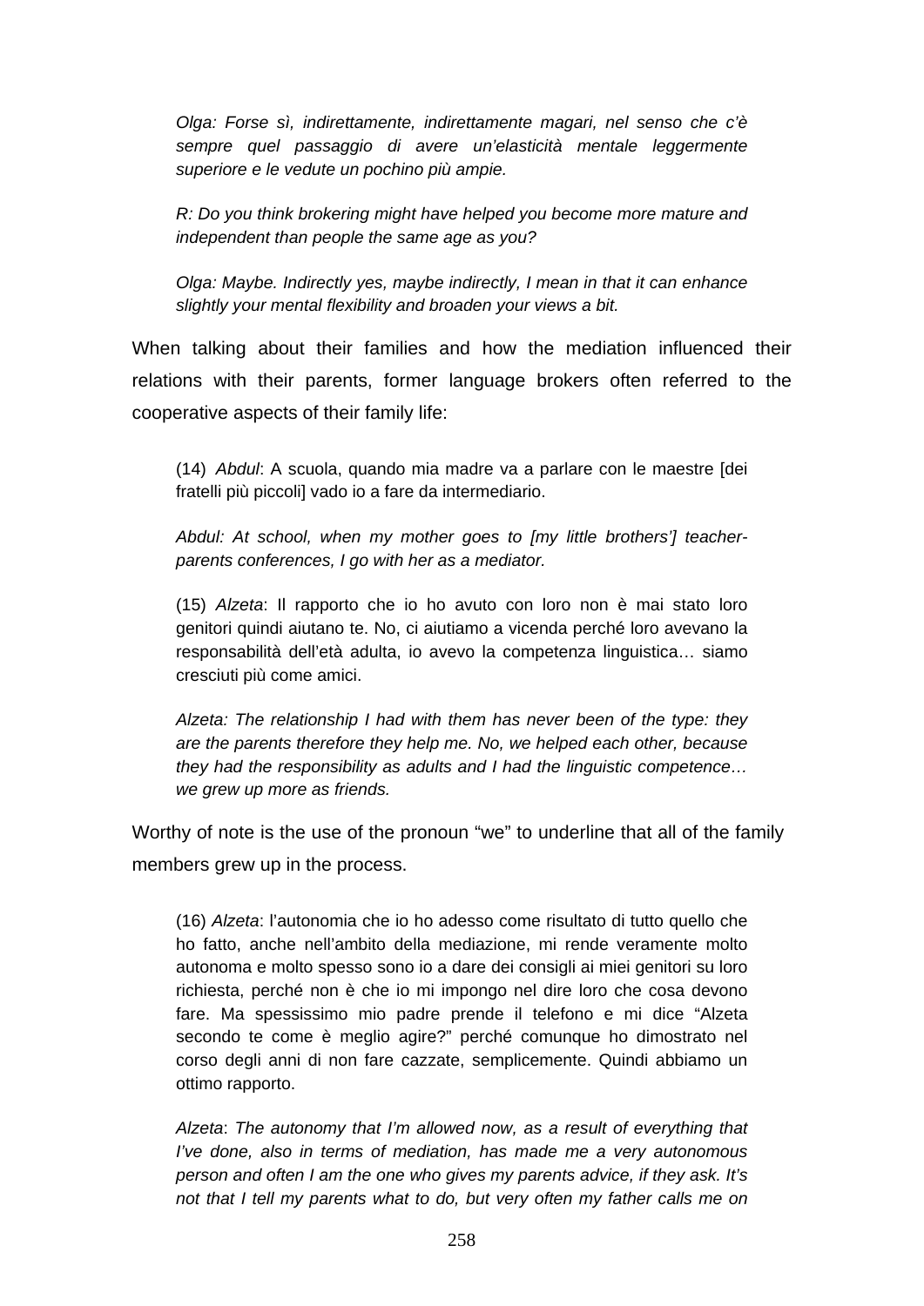*Olga: Forse sì, indirettamente, indirettamente magari, nel senso che c'è sempre quel passaggio di avere un'elasticità mentale leggermente superiore e le vedute un pochino più ampie.*

*R: Do you think brokering might have helped you become more mature and independent than people the same age as you?*

*Olga: Maybe. Indirectly yes, maybe indirectly, I mean in that it can enhance slightly your mental flexibility and broaden your views a bit.*

When talking about their families and how the mediation influenced their relations with their parents, former language brokers often referred to the cooperative aspects of their family life:

(14) *Abdul*: A scuola, quando mia madre va a parlare con le maestre [dei fratelli più piccoli] vado io a fare da intermediario.

*Abdul: At school, when my mother goes to [my little brothers'] teacher-parents conferences, I go with her as a mediator.*

(15) *Alzeta*: Il rapporto che io ho avuto con loro non è mai stato loro genitori quindi aiutano te. No, ci aiutiamo a vicenda perché loro avevano la responsabilità dell'età adulta, io avevo la competenza linguistica… siamo cresciuti più come amici.

*Alzeta: The relationship I had with them has never been of the type: they are the parents therefore they help me. No, we helped each other, because they had the responsibility as adults and I had the linguistic competence… we grew up more as friends.*

Worthy of note is the use of the pronoun "we" to underline that all of the family members grew up in the process.

(16) *Alzeta*: l'autonomia che io ho adesso come risultato di tutto quello che ho fatto, anche nell'ambito della mediazione, mi rende veramente molto autonoma e molto spesso sono io a dare dei consigli ai miei genitori su loro richiesta, perché non è che io mi impongo nel dire loro che cosa devono fare. Ma spessissimo mio padre prende il telefono e mi dice "Alzeta secondo te come è meglio agire?" perché comunque ho dimostrato nel corso degli anni di non fare cazzate, semplicemente. Quindi abbiamo un ottimo rapporto.

*Alzeta*: *The autonomy that I'm allowed now, as a result of everything that I've done, also in terms of mediation, has made me a very autonomous person and often I am the one who gives my parents advice, if they ask. It's not that I tell my parents what to do, but very often my father calls me on*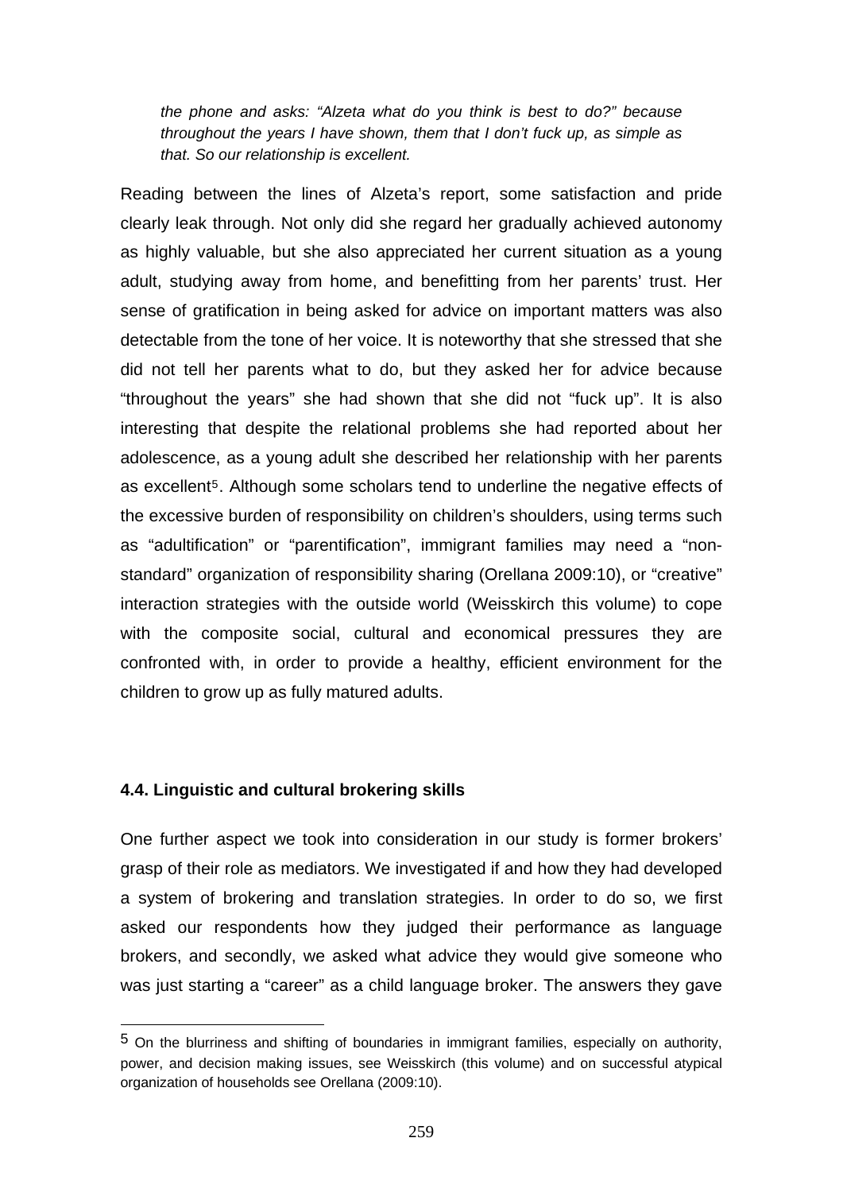*the phone and asks: "Alzeta what do you think is best to do?" because throughout the years I have shown, them that I don't fuck up, as simple as that. So our relationship is excellent.*

Reading between the lines of Alzeta's report, some satisfaction and pride clearly leak through. Not only did she regard her gradually achieved autonomy as highly valuable, but she also appreciated her current situation as a young adult, studying away from home, and benefitting from her parents' trust. Her sense of gratification in being asked for advice on important matters was also detectable from the tone of her voice. It is noteworthy that she stressed that she did not tell her parents what to do, but they asked her for advice because "throughout the years" she had shown that she did not "fuck up". It is also interesting that despite the relational problems she had reported about her adolescence, as a young adult she described her relationship with her parents as excellent[5]. Although some scholars tend to underline the negative effects of the excessive burden of responsibility on children's shoulders, using terms such as "adultification" or "parentification", immigrant families may need a "non-standard" organization of responsibility sharing (Orellana 2009:10), or "creative" interaction strategies with the outside world (Weisskirch this volume) to cope with the composite social, cultural and economical pressures they are confronted with, in order to provide a healthy, efficient environment for the children to grow up as fully matured adults.

### 4.4. Linguistic and cultural brokering skills

One further aspect we took into consideration in our study is former brokers' grasp of their role as mediators. We investigated if and how they had developed a system of brokering and translation strategies. In order to do so, we first asked our respondents how they judged their performance as language brokers, and secondly, we asked what advice they would give someone who was just starting a "career" as a child language broker. The answers they gave

[5] On the blurriness and shifting of boundaries in immigrant families, especially on authority, power, and decision making issues, see Weisskirch (this volume) and on successful atypical organization of households see Orellana (2009:10).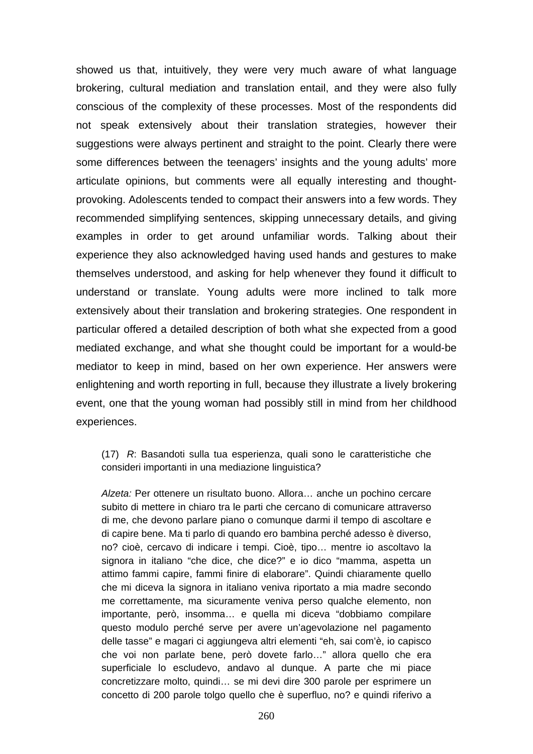showed us that, intuitively, they were very much aware of what language brokering, cultural mediation and translation entail, and they were also fully conscious of the complexity of these processes. Most of the respondents did not speak extensively about their translation strategies, however their suggestions were always pertinent and straight to the point. Clearly there were some differences between the teenagers' insights and the young adults' more articulate opinions, but comments were all equally interesting and thought-provoking. Adolescents tended to compact their answers into a few words. They recommended simplifying sentences, skipping unnecessary details, and giving examples in order to get around unfamiliar words. Talking about their experience they also acknowledged having used hands and gestures to make themselves understood, and asking for help whenever they found it difficult to understand or translate. Young adults were more inclined to talk more extensively about their translation and brokering strategies. One respondent in particular offered a detailed description of both what she expected from a good mediated exchange, and what she thought could be important for a would-be mediator to keep in mind, based on her own experience. Her answers were enlightening and worth reporting in full, because they illustrate a lively brokering event, one that the young woman had possibly still in mind from her childhood experiences.

> (17) *R*: Basandoti sulla tua esperienza, quali sono le caratteristiche che consideri importanti in una mediazione linguistica?
>
> *Alzeta:* Per ottenere un risultato buono. Allora… anche un pochino cercare subito di mettere in chiaro tra le parti che cercano di comunicare attraverso di me, che devono parlare piano o comunque darmi il tempo di ascoltare e di capire bene. Ma ti parlo di quando ero bambina perché adesso è diverso, no? cioè, cercavo di indicare i tempi. Cioè, tipo… mentre io ascoltavo la signora in italiano "che dice, che dice?" e io dico "mamma, aspetta un attimo fammi capire, fammi finire di elaborare". Quindi chiaramente quello che mi diceva la signora in italiano veniva riportato a mia madre secondo me correttamente, ma sicuramente veniva perso qualche elemento, non importante, però, insomma… e quella mi diceva "dobbiamo compilare questo modulo perché serve per avere un'agevolazione nel pagamento delle tasse" e magari ci aggiungeva altri elementi "eh, sai com'è, io capisco che voi non parlate bene, però dovete farlo…" allora quello che era superficiale lo escludevo, andavo al dunque. A parte che mi piace concretizzare molto, quindi… se mi devi dire 300 parole per esprimere un concetto di 200 parole tolgo quello che è superfluo, no? e quindi riferivo a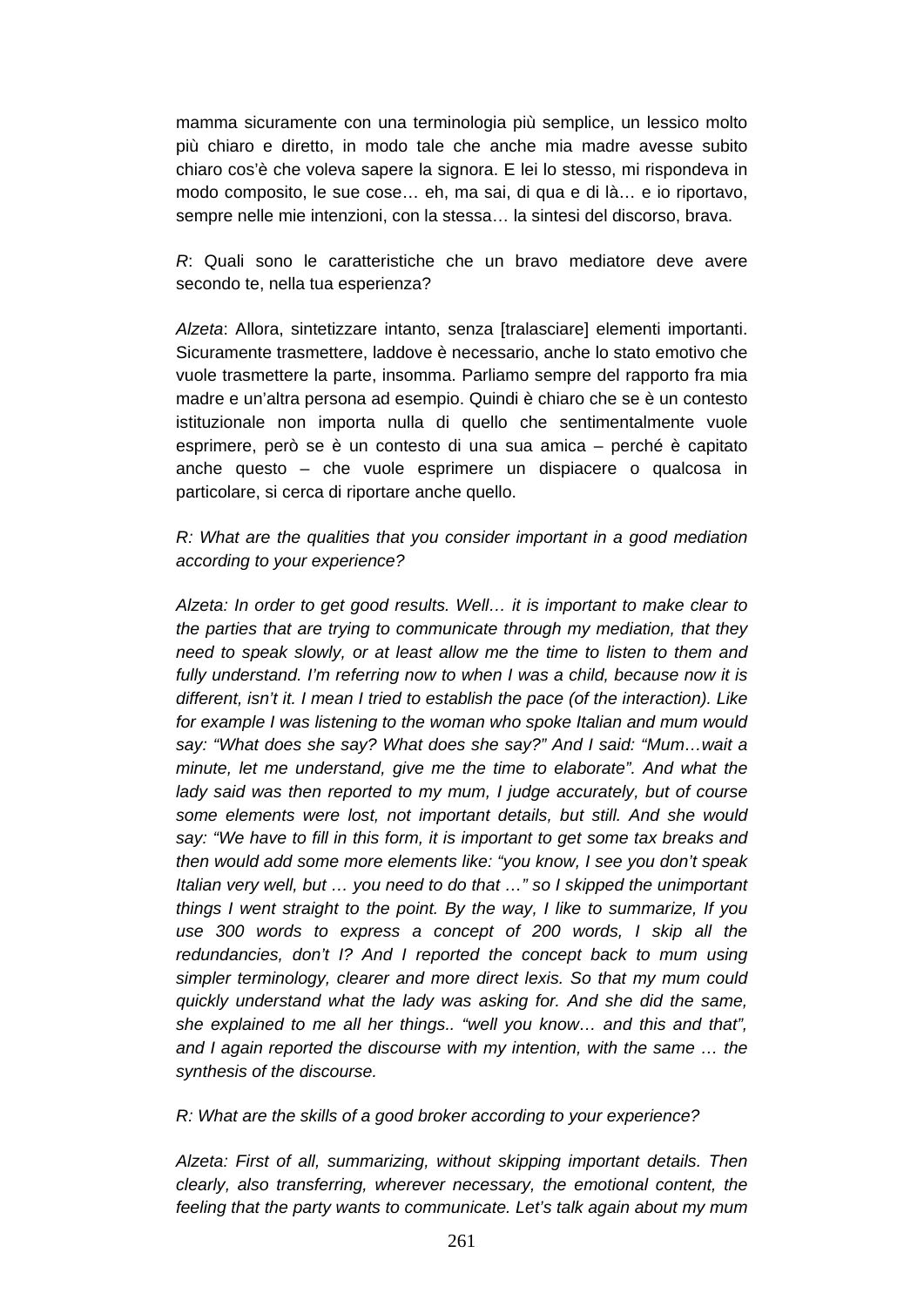mamma sicuramente con una terminologia più semplice, un lessico molto più chiaro e diretto, in modo tale che anche mia madre avesse subito chiaro cos'è che voleva sapere la signora. E lei lo stesso, mi rispondeva in modo composito, le sue cose… eh, ma sai, di qua e di là… e io riportavo, sempre nelle mie intenzioni, con la stessa… la sintesi del discorso, brava.

*R*: Quali sono le caratteristiche che un bravo mediatore deve avere secondo te, nella tua esperienza?

*Alzeta*: Allora, sintetizzare intanto, senza [tralasciare] elementi importanti. Sicuramente trasmettere, laddove è necessario, anche lo stato emotivo che vuole trasmettere la parte, insomma. Parliamo sempre del rapporto fra mia madre e un'altra persona ad esempio. Quindi è chiaro che se è un contesto istituzionale non importa nulla di quello che sentimentalmente vuole esprimere, però se è un contesto di una sua amica – perché è capitato anche questo – che vuole esprimere un dispiacere o qualcosa in particolare, si cerca di riportare anche quello.

*R: What are the qualities that you consider important in a good mediation according to your experience?*

*Alzeta: In order to get good results. Well… it is important to make clear to the parties that are trying to communicate through my mediation, that they need to speak slowly, or at least allow me the time to listen to them and fully understand. I'm referring now to when I was a child, because now it is different, isn't it. I mean I tried to establish the pace (of the interaction). Like for example I was listening to the woman who spoke Italian and mum would say: "What does she say? What does she say?" And I said: "Mum…wait a minute, let me understand, give me the time to elaborate". And what the lady said was then reported to my mum, I judge accurately, but of course some elements were lost, not important details, but still. And she would say: "We have to fill in this form, it is important to get some tax breaks and then would add some more elements like: "you know, I see you don't speak Italian very well, but … you need to do that …" so I skipped the unimportant things I went straight to the point. By the way, I like to summarize, If you use 300 words to express a concept of 200 words, I skip all the redundancies, don't I? And I reported the concept back to mum using simpler terminology, clearer and more direct lexis. So that my mum could quickly understand what the lady was asking for. And she did the same, she explained to me all her things.. "well you know… and this and that", and I again reported the discourse with my intention, with the same … the synthesis of the discourse.*

*R: What are the skills of a good broker according to your experience?*

*Alzeta: First of all, summarizing, without skipping important details. Then clearly, also transferring, wherever necessary, the emotional content, the feeling that the party wants to communicate. Let's talk again about my mum*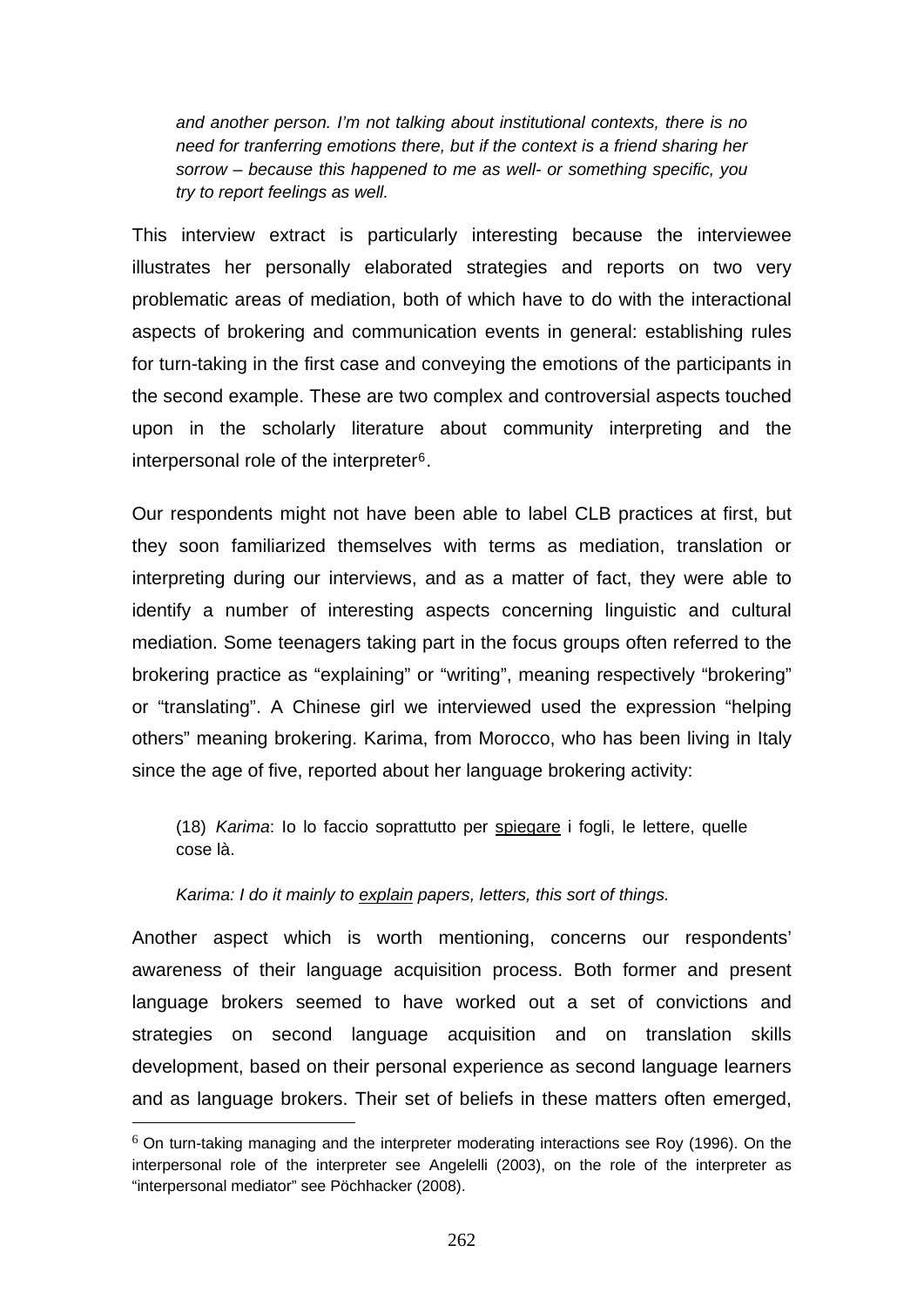*and another person. I'm not talking about institutional contexts, there is no need for tranferring emotions there, but if the context is a friend sharing her sorrow – because this happened to me as well- or something specific, you try to report feelings as well.*

This interview extract is particularly interesting because the interviewee illustrates her personally elaborated strategies and reports on two very problematic areas of mediation, both of which have to do with the interactional aspects of brokering and communication events in general: establishing rules for turn-taking in the first case and conveying the emotions of the participants in the second example. These are two complex and controversial aspects touched upon in the scholarly literature about community interpreting and the interpersonal role of the interpreter[6].

Our respondents might not have been able to label CLB practices at first, but they soon familiarized themselves with terms as mediation, translation or interpreting during our interviews, and as a matter of fact, they were able to identify a number of interesting aspects concerning linguistic and cultural mediation. Some teenagers taking part in the focus groups often referred to the brokering practice as "explaining" or "writing", meaning respectively "brokering" or "translating". A Chinese girl we interviewed used the expression "helping others" meaning brokering. Karima, from Morocco, who has been living in Italy since the age of five, reported about her language brokering activity:

(18) *Karima*: Io lo faccio soprattutto per <u>spiegare</u> i fogli, le lettere, quelle cose là.

*Karima: I do it mainly to <u>explain</u> papers, letters, this sort of things.*

Another aspect which is worth mentioning, concerns our respondents' awareness of their language acquisition process. Both former and present language brokers seemed to have worked out a set of convictions and strategies on second language acquisition and on translation skills development, based on their personal experience as second language learners and as language brokers. Their set of beliefs in these matters often emerged,

---

[6] On turn-taking managing and the interpreter moderating interactions see Roy (1996). On the interpersonal role of the interpreter see Angelelli (2003), on the role of the interpreter as "interpersonal mediator" see Pöchhacker (2008).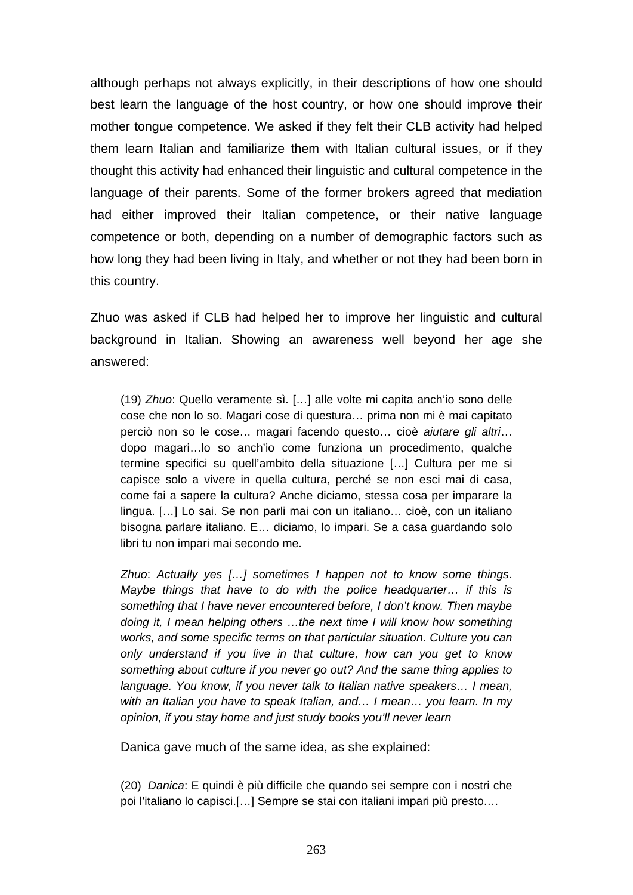although perhaps not always explicitly, in their descriptions of how one should best learn the language of the host country, or how one should improve their mother tongue competence. We asked if they felt their CLB activity had helped them learn Italian and familiarize them with Italian cultural issues, or if they thought this activity had enhanced their linguistic and cultural competence in the language of their parents. Some of the former brokers agreed that mediation had either improved their Italian competence, or their native language competence or both, depending on a number of demographic factors such as how long they had been living in Italy, and whether or not they had been born in this country.

Zhuo was asked if CLB had helped her to improve her linguistic and cultural background in Italian. Showing an awareness well beyond her age she answered:

> (19) *Zhuo*: Quello veramente sì. […] alle volte mi capita anch'io sono delle cose che non lo so. Magari cose di questura… prima non mi è mai capitato perciò non so le cose… magari facendo questo… cioè *aiutare gli altri*… dopo magari…lo so anch'io come funziona un procedimento, qualche termine specifici su quell'ambito della situazione […] Cultura per me si capisce solo a vivere in quella cultura, perché se non esci mai di casa, come fai a sapere la cultura? Anche diciamo, stessa cosa per imparare la lingua. […] Lo sai. Se non parli mai con un italiano… cioè, con un italiano bisogna parlare italiano. E… diciamo, lo impari. Se a casa guardando solo libri tu non impari mai secondo me.
>
> *Zhuo*: *Actually yes […] sometimes I happen not to know some things. Maybe things that have to do with the police headquarter… if this is something that I have never encountered before, I don't know. Then maybe doing it, I mean helping others …the next time I will know how something works, and some specific terms on that particular situation. Culture you can only understand if you live in that culture, how can you get to know something about culture if you never go out? And the same thing applies to language. You know, if you never talk to Italian native speakers… I mean, with an Italian you have to speak Italian, and… I mean… you learn. In my opinion, if you stay home and just study books you'll never learn*

Danica gave much of the same idea, as she explained:

> (20) *Danica*: E quindi è più difficile che quando sei sempre con i nostri che poi l'italiano lo capisci.[…] Sempre se stai con italiani impari più presto.…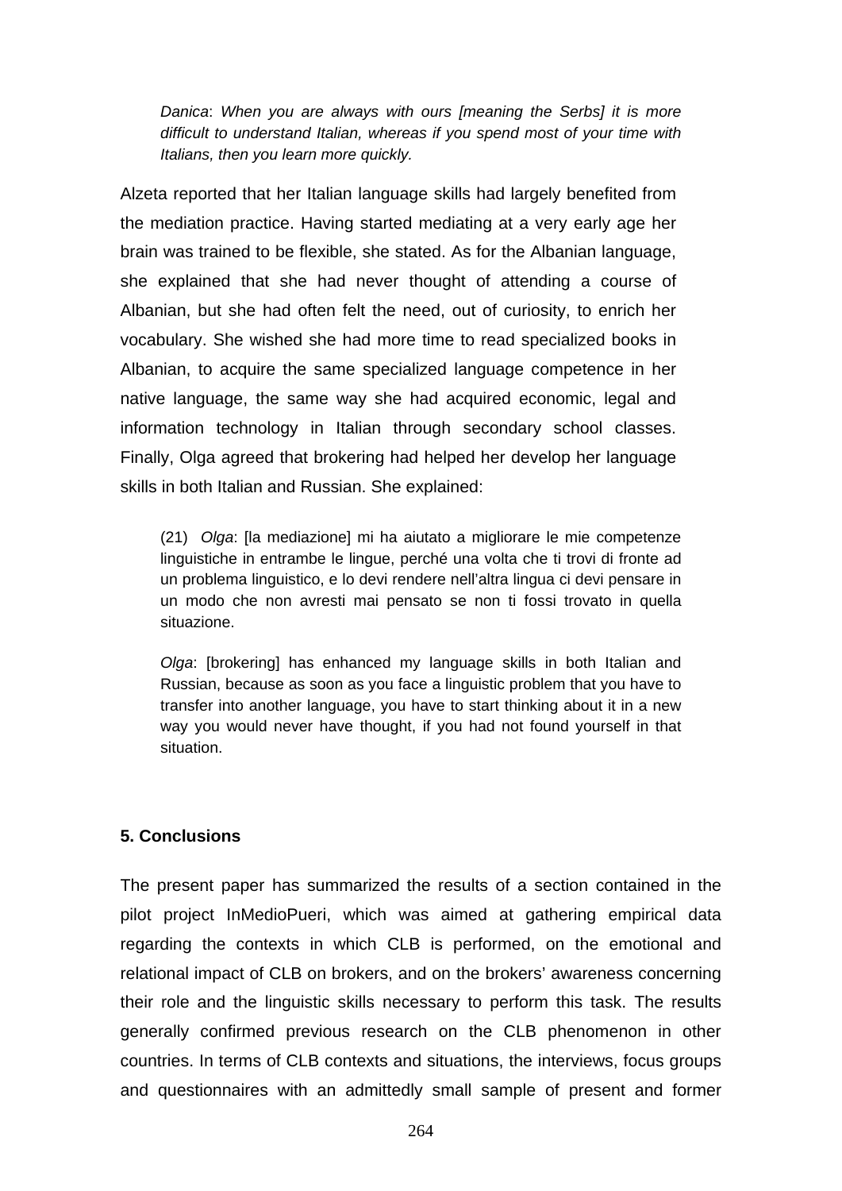*Danica*: *When you are always with ours [meaning the Serbs] it is more difficult to understand Italian, whereas if you spend most of your time with Italians, then you learn more quickly.*

Alzeta reported that her Italian language skills had largely benefited from the mediation practice. Having started mediating at a very early age her brain was trained to be flexible, she stated. As for the Albanian language, she explained that she had never thought of attending a course of Albanian, but she had often felt the need, out of curiosity, to enrich her vocabulary. She wished she had more time to read specialized books in Albanian, to acquire the same specialized language competence in her native language, the same way she had acquired economic, legal and information technology in Italian through secondary school classes. Finally, Olga agreed that brokering had helped her develop her language skills in both Italian and Russian. She explained:

(21) *Olga*: [la mediazione] mi ha aiutato a migliorare le mie competenze linguistiche in entrambe le lingue, perché una volta che ti trovi di fronte ad un problema linguistico, e lo devi rendere nell'altra lingua ci devi pensare in un modo che non avresti mai pensato se non ti fossi trovato in quella situazione.

*Olga*: [brokering] has enhanced my language skills in both Italian and Russian, because as soon as you face a linguistic problem that you have to transfer into another language, you have to start thinking about it in a new way you would never have thought, if you had not found yourself in that situation.

## 5. Conclusions

The present paper has summarized the results of a section contained in the pilot project InMedioPueri, which was aimed at gathering empirical data regarding the contexts in which CLB is performed, on the emotional and relational impact of CLB on brokers, and on the brokers' awareness concerning their role and the linguistic skills necessary to perform this task. The results generally confirmed previous research on the CLB phenomenon in other countries. In terms of CLB contexts and situations, the interviews, focus groups and questionnaires with an admittedly small sample of present and former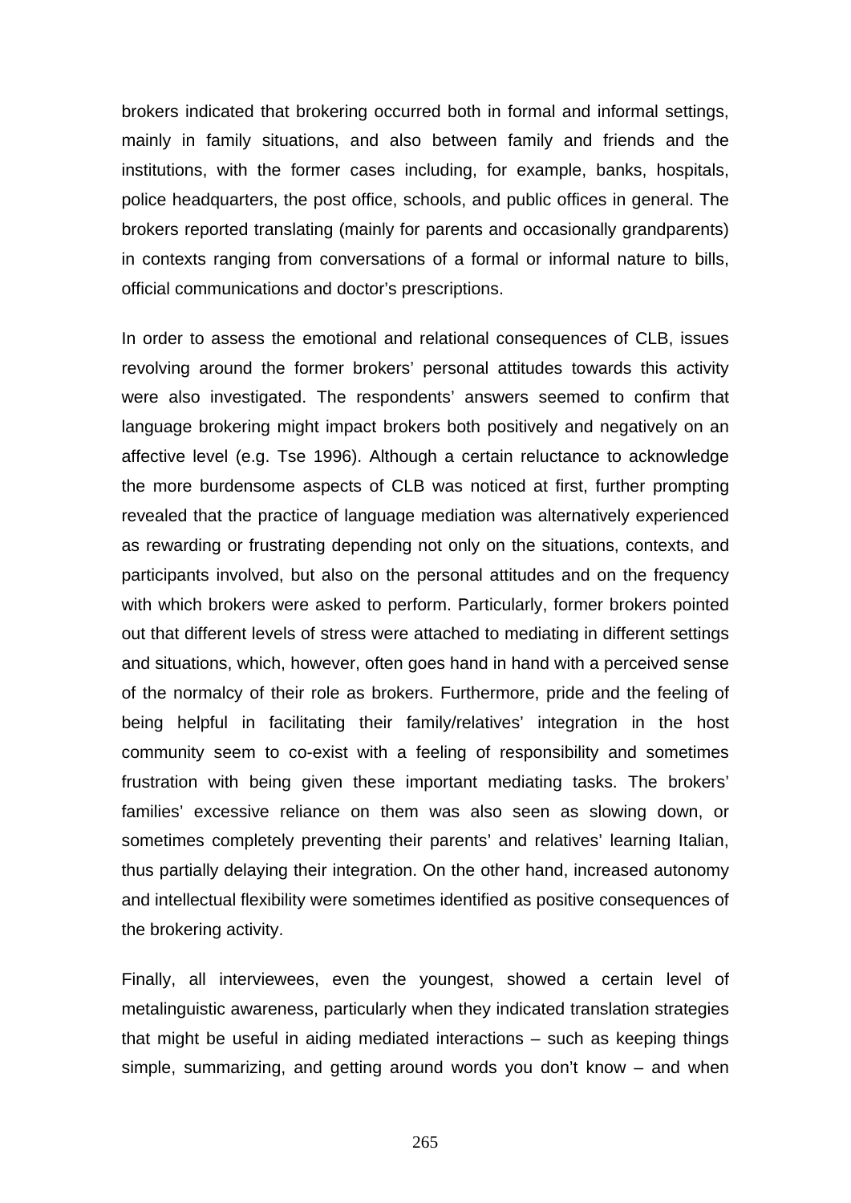brokers indicated that brokering occurred both in formal and informal settings, mainly in family situations, and also between family and friends and the institutions, with the former cases including, for example, banks, hospitals, police headquarters, the post office, schools, and public offices in general. The brokers reported translating (mainly for parents and occasionally grandparents) in contexts ranging from conversations of a formal or informal nature to bills, official communications and doctor's prescriptions.

In order to assess the emotional and relational consequences of CLB, issues revolving around the former brokers' personal attitudes towards this activity were also investigated. The respondents' answers seemed to confirm that language brokering might impact brokers both positively and negatively on an affective level (e.g. Tse 1996). Although a certain reluctance to acknowledge the more burdensome aspects of CLB was noticed at first, further prompting revealed that the practice of language mediation was alternatively experienced as rewarding or frustrating depending not only on the situations, contexts, and participants involved, but also on the personal attitudes and on the frequency with which brokers were asked to perform. Particularly, former brokers pointed out that different levels of stress were attached to mediating in different settings and situations, which, however, often goes hand in hand with a perceived sense of the normalcy of their role as brokers. Furthermore, pride and the feeling of being helpful in facilitating their family/relatives' integration in the host community seem to co-exist with a feeling of responsibility and sometimes frustration with being given these important mediating tasks. The brokers' families' excessive reliance on them was also seen as slowing down, or sometimes completely preventing their parents' and relatives' learning Italian, thus partially delaying their integration. On the other hand, increased autonomy and intellectual flexibility were sometimes identified as positive consequences of the brokering activity.

Finally, all interviewees, even the youngest, showed a certain level of metalinguistic awareness, particularly when they indicated translation strategies that might be useful in aiding mediated interactions – such as keeping things simple, summarizing, and getting around words you don't know – and when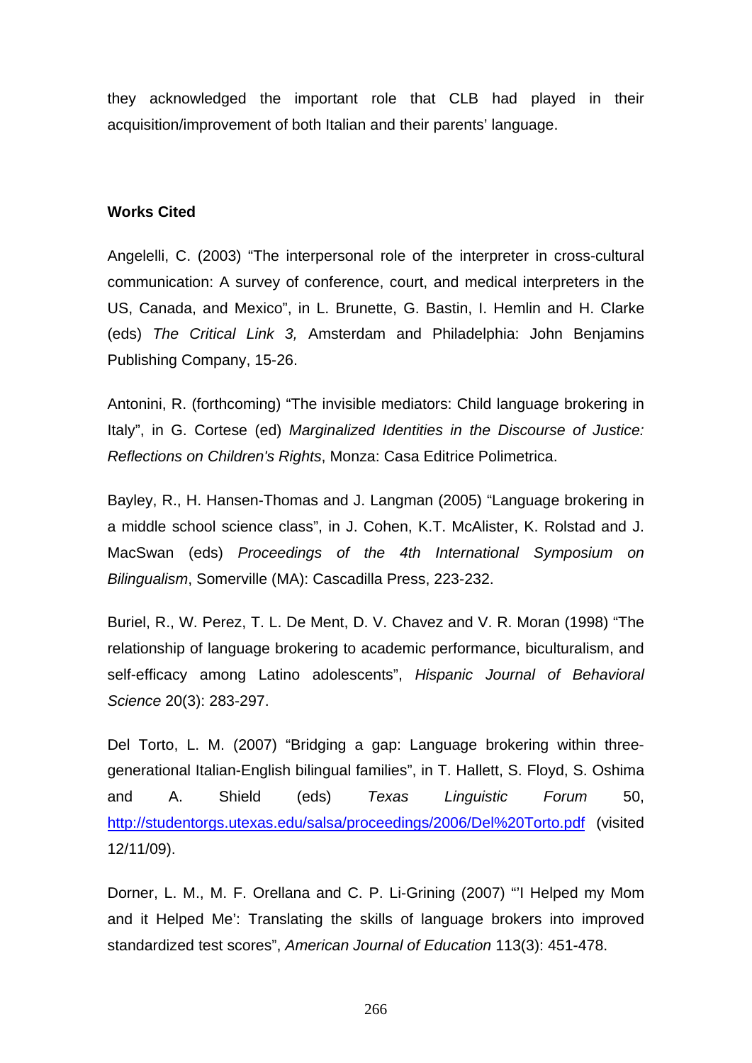they acknowledged the important role that CLB had played in their acquisition/improvement of both Italian and their parents' language.

**Works Cited**

Angelelli, C. (2003) "The interpersonal role of the interpreter in cross-cultural communication: A survey of conference, court, and medical interpreters in the US, Canada, and Mexico", in L. Brunette, G. Bastin, I. Hemlin and H. Clarke (eds) *The Critical Link 3,* Amsterdam and Philadelphia: John Benjamins Publishing Company, 15-26.

Antonini, R. (forthcoming) "The invisible mediators: Child language brokering in Italy", in G. Cortese (ed) *Marginalized Identities in the Discourse of Justice: Reflections on Children's Rights*, Monza: Casa Editrice Polimetrica.

Bayley, R., H. Hansen-Thomas and J. Langman (2005) "Language brokering in a middle school science class", in J. Cohen, K.T. McAlister, K. Rolstad and J. MacSwan (eds) *Proceedings of the 4th International Symposium on Bilingualism*, Somerville (MA): Cascadilla Press, 223-232.

Buriel, R., W. Perez, T. L. De Ment, D. V. Chavez and V. R. Moran (1998) "The relationship of language brokering to academic performance, biculturalism, and self-efficacy among Latino adolescents", *Hispanic Journal of Behavioral Science* 20(3): 283-297.

Del Torto, L. M. (2007) "Bridging a gap: Language brokering within three-generational Italian-English bilingual families", in T. Hallett, S. Floyd, S. Oshima and A. Shield (eds) *Texas Linguistic Forum* 50, http://studentorgs.utexas.edu/salsa/proceedings/2006/Del%20Torto.pdf (visited 12/11/09).

Dorner, L. M., M. F. Orellana and C. P. Li-Grining (2007) "'I Helped my Mom and it Helped Me': Translating the skills of language brokers into improved standardized test scores", *American Journal of Education* 113(3): 451-478.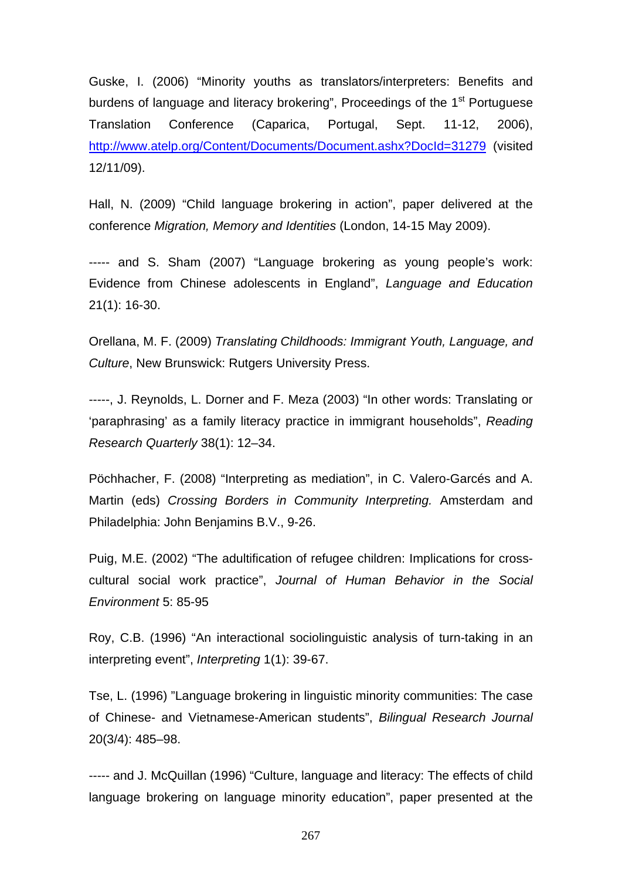Guske, I. (2006) “Minority youths as translators/interpreters: Benefits and burdens of language and literacy brokering”, Proceedings of the 1st Portuguese Translation Conference (Caparica, Portugal, Sept. 11-12, 2006), http://www.atelp.org/Content/Documents/Document.ashx?DocId=31279 (visited 12/11/09).

Hall, N. (2009) “Child language brokering in action”, paper delivered at the conference *Migration, Memory and Identities* (London, 14-15 May 2009).

----- and S. Sham (2007) “Language brokering as young people’s work: Evidence from Chinese adolescents in England”, *Language and Education* 21(1): 16-30.

Orellana, M. F. (2009) *Translating Childhoods: Immigrant Youth, Language, and Culture*, New Brunswick: Rutgers University Press.

-----, J. Reynolds, L. Dorner and F. Meza (2003) “In other words: Translating or ‘paraphrasing’ as a family literacy practice in immigrant households”, *Reading Research Quarterly* 38(1): 12–34.

Pöchhacher, F. (2008) “Interpreting as mediation”, in C. Valero-Garcés and A. Martin (eds) *Crossing Borders in Community Interpreting.* Amsterdam and Philadelphia: John Benjamins B.V., 9-26.

Puig, M.E. (2002) “The adultification of refugee children: Implications for cross-cultural social work practice”, *Journal of Human Behavior in the Social Environment* 5: 85-95

Roy, C.B. (1996) “An interactional sociolinguistic analysis of turn-taking in an interpreting event”, *Interpreting* 1(1): 39-67.

Tse, L. (1996) ”Language brokering in linguistic minority communities: The case of Chinese- and Vietnamese-American students”, *Bilingual Research Journal* 20(3/4): 485–98.

----- and J. McQuillan (1996) “Culture, language and literacy: The effects of child language brokering on language minority education”, paper presented at the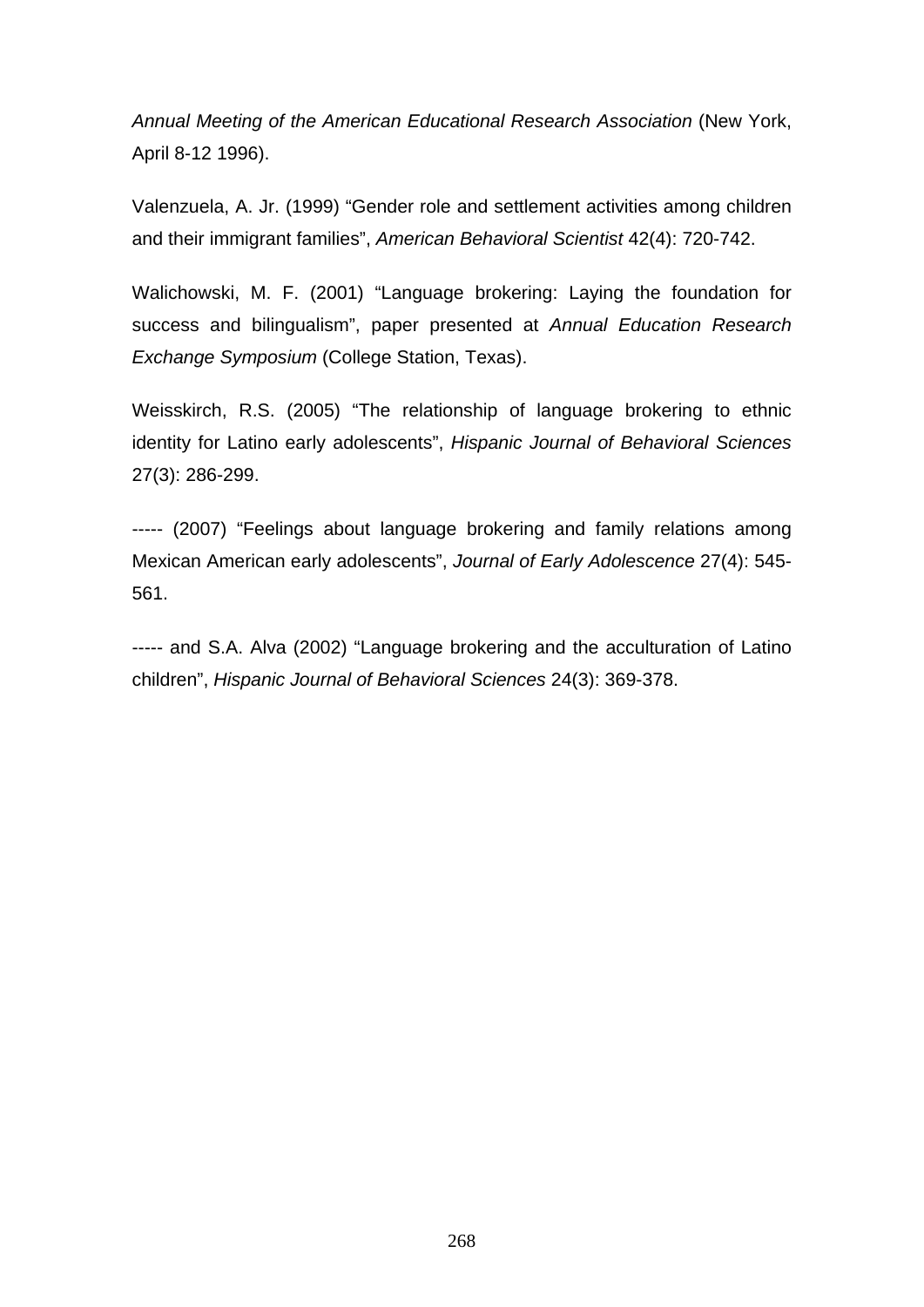*Annual Meeting of the American Educational Research Association* (New York, April 8-12 1996).

Valenzuela, A. Jr. (1999) “Gender role and settlement activities among children and their immigrant families”, *American Behavioral Scientist* 42(4): 720-742.

Walichowski, M. F. (2001) “Language brokering: Laying the foundation for success and bilingualism”, paper presented at *Annual Education Research Exchange Symposium* (College Station, Texas).

Weisskirch, R.S. (2005) “The relationship of language brokering to ethnic identity for Latino early adolescents”, *Hispanic Journal of Behavioral Sciences* 27(3): 286-299.

----- (2007) “Feelings about language brokering and family relations among Mexican American early adolescents”, *Journal of Early Adolescence* 27(4): 545-561.

----- and S.A. Alva (2002) “Language brokering and the acculturation of Latino children”, *Hispanic Journal of Behavioral Sciences* 24(3): 369-378.